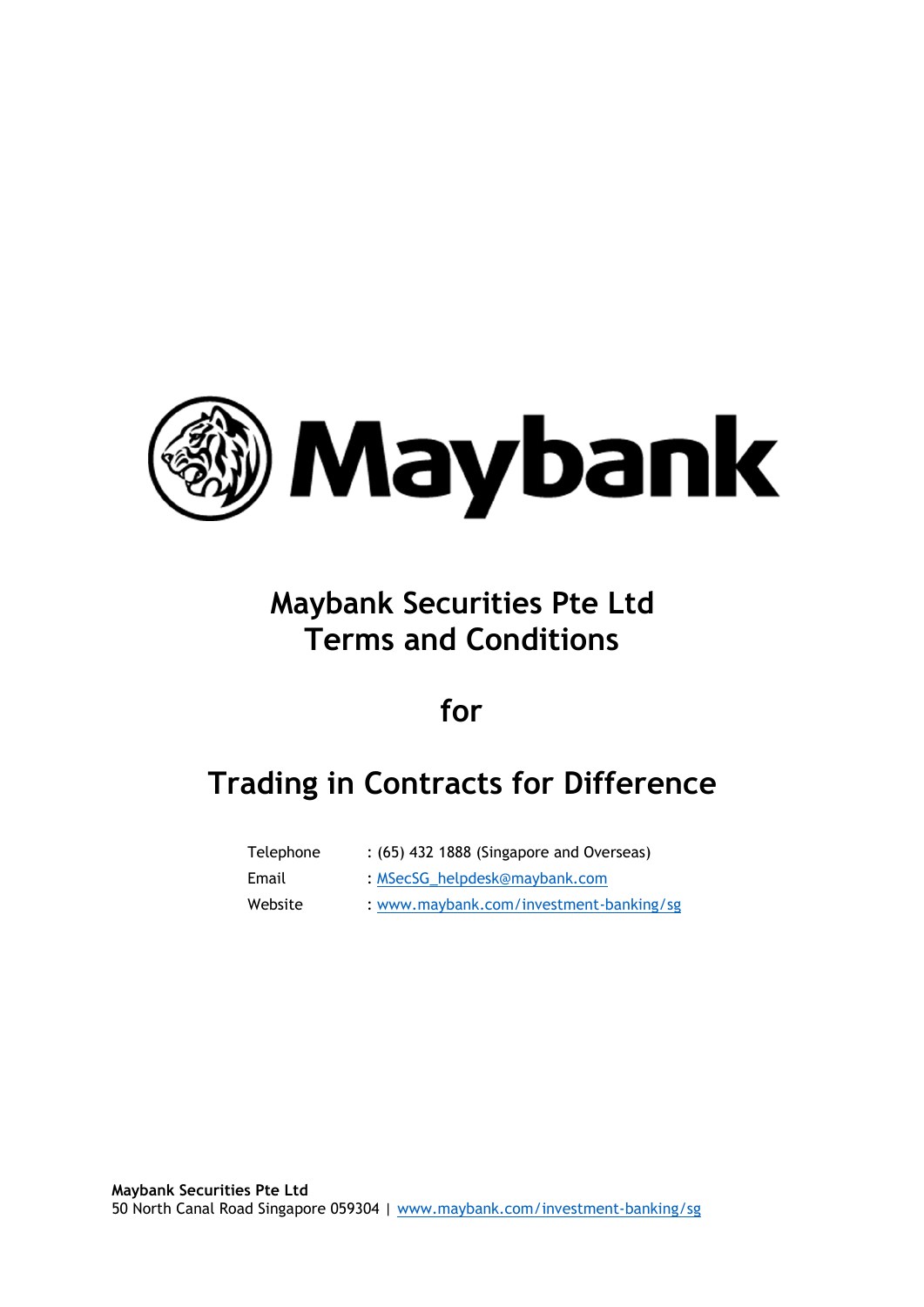# Maybank Securities Pte Ltd Terms and Conditions

## for

# Trading in Contracts for Difference

| | |
|---|---|
| Telephone | : (65) 432 1888 (Singapore and Overseas) |
| Email | : MSecSG_helpdesk@maybank.com |
| Website | : www.maybank.com/investment-banking/sg |

**Maybank Securities Pte Ltd**
50 North Canal Road Singapore 059304 | www.maybank.com/investment-banking/sg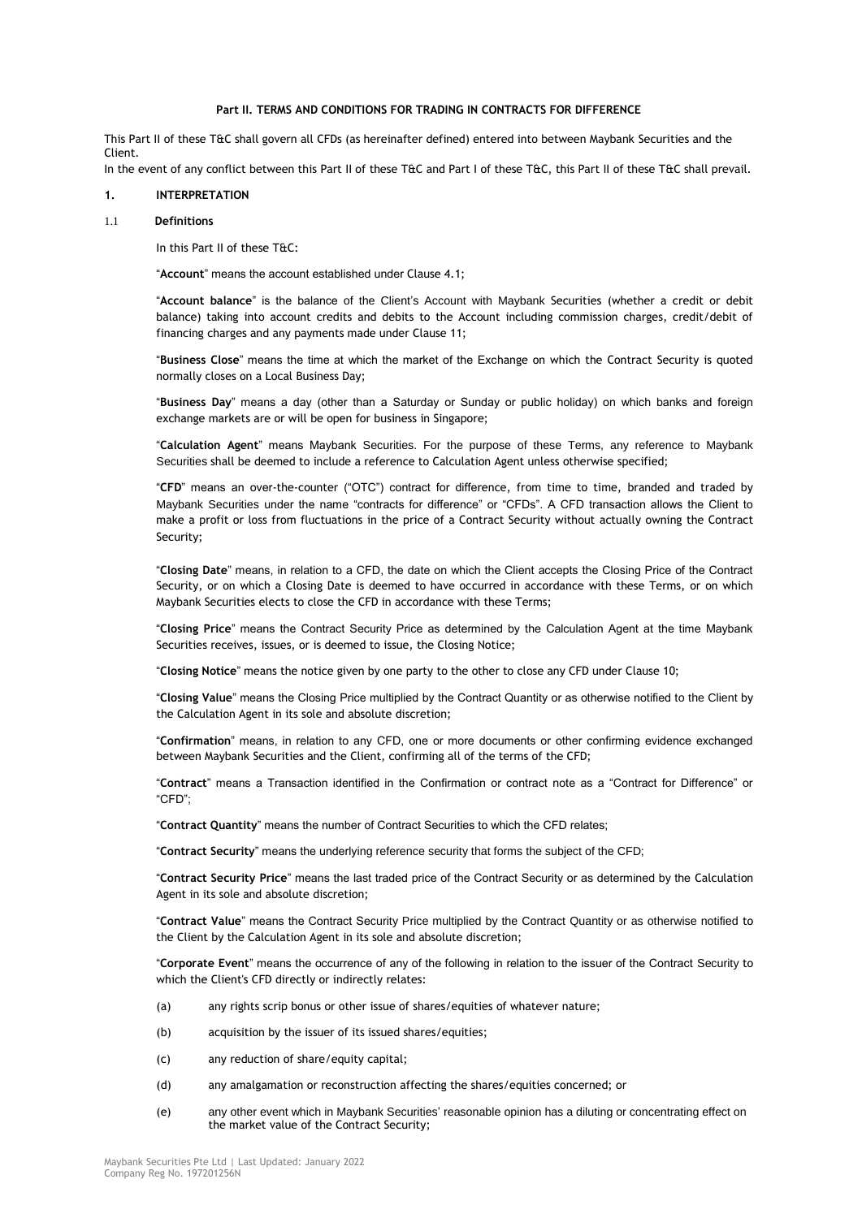**Part II. TERMS AND CONDITIONS FOR TRADING IN CONTRACTS FOR DIFFERENCE**

This Part II of these T&C shall govern all CFDs (as hereinafter defined) entered into between Maybank Securities and the Client.

In the event of any conflict between this Part II of these T&C and Part I of these T&C, this Part II of these T&C shall prevail.

## 1. INTERPRETATION

### 1.1 Definitions

In this Part II of these T&C:

"**Account**" means the account established under Clause 4.1;

"**Account balance**" is the balance of the Client's Account with Maybank Securities (whether a credit or debit balance) taking into account credits and debits to the Account including commission charges, credit/debit of financing charges and any payments made under Clause 11;

"**Business Close**" means the time at which the market of the Exchange on which the Contract Security is quoted normally closes on a Local Business Day;

"**Business Day**" means a day (other than a Saturday or Sunday or public holiday) on which banks and foreign exchange markets are or will be open for business in Singapore;

"**Calculation Agent**" means Maybank Securities. For the purpose of these Terms, any reference to Maybank Securities shall be deemed to include a reference to Calculation Agent unless otherwise specified;

"**CFD**" means an over-the-counter ("OTC") contract for difference, from time to time, branded and traded by Maybank Securities under the name "contracts for difference" or "CFDs". A CFD transaction allows the Client to make a profit or loss from fluctuations in the price of a Contract Security without actually owning the Contract Security;

"**Closing Date**" means, in relation to a CFD, the date on which the Client accepts the Closing Price of the Contract Security, or on which a Closing Date is deemed to have occurred in accordance with these Terms, or on which Maybank Securities elects to close the CFD in accordance with these Terms;

"**Closing Price**" means the Contract Security Price as determined by the Calculation Agent at the time Maybank Securities receives, issues, or is deemed to issue, the Closing Notice;

"**Closing Notice**" means the notice given by one party to the other to close any CFD under Clause 10;

"**Closing Value**" means the Closing Price multiplied by the Contract Quantity or as otherwise notified to the Client by the Calculation Agent in its sole and absolute discretion;

"**Confirmation**" means, in relation to any CFD, one or more documents or other confirming evidence exchanged between Maybank Securities and the Client, confirming all of the terms of the CFD;

"**Contract**" means a Transaction identified in the Confirmation or contract note as a "Contract for Difference" or "CFD";

"**Contract Quantity**" means the number of Contract Securities to which the CFD relates;

"**Contract Security**" means the underlying reference security that forms the subject of the CFD;

"**Contract Security Price**" means the last traded price of the Contract Security or as determined by the Calculation Agent in its sole and absolute discretion;

"**Contract Value**" means the Contract Security Price multiplied by the Contract Quantity or as otherwise notified to the Client by the Calculation Agent in its sole and absolute discretion;

"**Corporate Event**" means the occurrence of any of the following in relation to the issuer of the Contract Security to which the Client's CFD directly or indirectly relates:

(a) any rights scrip bonus or other issue of shares/equities of whatever nature;

(b) acquisition by the issuer of its issued shares/equities;

(c) any reduction of share/equity capital;

(d) any amalgamation or reconstruction affecting the shares/equities concerned; or

(e) any other event which in Maybank Securities' reasonable opinion has a diluting or concentrating effect on the market value of the Contract Security;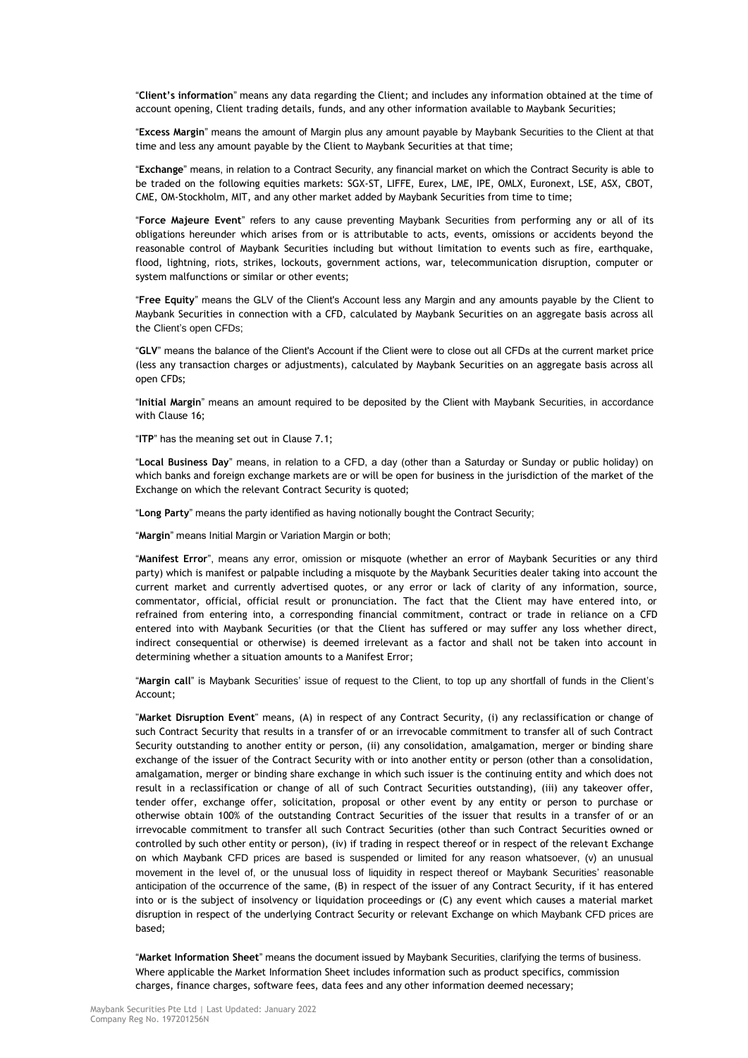"**Client's information**" means any data regarding the Client; and includes any information obtained at the time of account opening, Client trading details, funds, and any other information available to Maybank Securities;

"**Excess Margin**" means the amount of Margin plus any amount payable by Maybank Securities to the Client at that time and less any amount payable by the Client to Maybank Securities at that time;

"**Exchange**" means, in relation to a Contract Security, any financial market on which the Contract Security is able to be traded on the following equities markets: SGX-ST, LIFFE, Eurex, LME, IPE, OMLX, Euronext, LSE, ASX, CBOT, CME, OM-Stockholm, MIT, and any other market added by Maybank Securities from time to time;

"**Force Majeure Event**" refers to any cause preventing Maybank Securities from performing any or all of its obligations hereunder which arises from or is attributable to acts, events, omissions or accidents beyond the reasonable control of Maybank Securities including but without limitation to events such as fire, earthquake, flood, lightning, riots, strikes, lockouts, government actions, war, telecommunication disruption, computer or system malfunctions or similar or other events;

"**Free Equity**" means the GLV of the Client's Account less any Margin and any amounts payable by the Client to Maybank Securities in connection with a CFD, calculated by Maybank Securities on an aggregate basis across all the Client's open CFDs;

"**GLV**" means the balance of the Client's Account if the Client were to close out all CFDs at the current market price (less any transaction charges or adjustments), calculated by Maybank Securities on an aggregate basis across all open CFDs;

"**Initial Margin**" means an amount required to be deposited by the Client with Maybank Securities, in accordance with Clause 16;

"**ITP**" has the meaning set out in Clause 7.1;

"**Local Business Day**" means, in relation to a CFD, a day (other than a Saturday or Sunday or public holiday) on which banks and foreign exchange markets are or will be open for business in the jurisdiction of the market of the Exchange on which the relevant Contract Security is quoted;

"**Long Party**" means the party identified as having notionally bought the Contract Security;

"**Margin**" means Initial Margin or Variation Margin or both;

"**Manifest Error**", means any error, omission or misquote (whether an error of Maybank Securities or any third party) which is manifest or palpable including a misquote by the Maybank Securities dealer taking into account the current market and currently advertised quotes, or any error or lack of clarity of any information, source, commentator, official, official result or pronunciation. The fact that the Client may have entered into, or refrained from entering into, a corresponding financial commitment, contract or trade in reliance on a CFD entered into with Maybank Securities (or that the Client has suffered or may suffer any loss whether direct, indirect consequential or otherwise) is deemed irrelevant as a factor and shall not be taken into account in determining whether a situation amounts to a Manifest Error;

"**Margin call**" is Maybank Securities' issue of request to the Client, to top up any shortfall of funds in the Client's Account;

"**Market Disruption Event**" means, (A) in respect of any Contract Security, (i) any reclassification or change of such Contract Security that results in a transfer of or an irrevocable commitment to transfer all of such Contract Security outstanding to another entity or person, (ii) any consolidation, amalgamation, merger or binding share exchange of the issuer of the Contract Security with or into another entity or person (other than a consolidation, amalgamation, merger or binding share exchange in which such issuer is the continuing entity and which does not result in a reclassification or change of all of such Contract Securities outstanding), (iii) any takeover offer, tender offer, exchange offer, solicitation, proposal or other event by any entity or person to purchase or otherwise obtain 100% of the outstanding Contract Securities of the issuer that results in a transfer of or an irrevocable commitment to transfer all such Contract Securities (other than such Contract Securities owned or controlled by such other entity or person), (iv) if trading in respect thereof or in respect of the relevant Exchange on which Maybank CFD prices are based is suspended or limited for any reason whatsoever, (v) an unusual movement in the level of, or the unusual loss of liquidity in respect thereof or Maybank Securities' reasonable anticipation of the occurrence of the same, (B) in respect of the issuer of any Contract Security, if it has entered into or is the subject of insolvency or liquidation proceedings or (C) any event which causes a material market disruption in respect of the underlying Contract Security or relevant Exchange on which Maybank CFD prices are based;

"**Market Information Sheet**" means the document issued by Maybank Securities, clarifying the terms of business. Where applicable the Market Information Sheet includes information such as product specifics, commission charges, finance charges, software fees, data fees and any other information deemed necessary;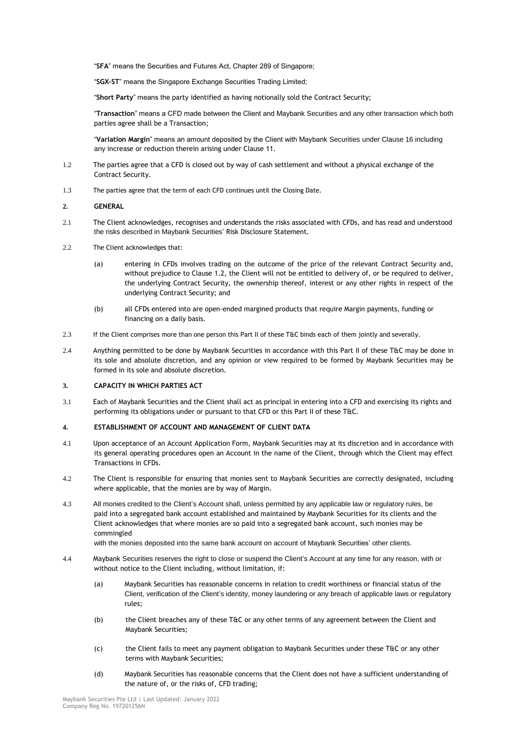"**SFA**" means the Securities and Futures Act, Chapter 289 of Singapore;

"**SGX-ST**" means the Singapore Exchange Securities Trading Limited;

"**Short Party**" means the party identified as having notionally sold the Contract Security;

"**Transaction**" means a CFD made between the Client and Maybank Securities and any other transaction which both parties agree shall be a Transaction;

"**Variation Margin**" means an amount deposited by the Client with Maybank Securities under Clause 16 including any increase or reduction therein arising under Clause 11.

1.2 The parties agree that a CFD is closed out by way of cash settlement and without a physical exchange of the Contract Security.

1.3 The parties agree that the term of each CFD continues until the Closing Date.

## 2. GENERAL

2.1 The Client acknowledges, recognises and understands the risks associated with CFDs, and has read and understood the risks described in Maybank Securities' Risk Disclosure Statement.

2.2 The Client acknowledges that:

(a) entering in CFDs involves trading on the outcome of the price of the relevant Contract Security and, without prejudice to Clause 1.2, the Client will not be entitled to delivery of, or be required to deliver, the underlying Contract Security, the ownership thereof, interest or any other rights in respect of the underlying Contract Security; and

(b) all CFDs entered into are open-ended margined products that require Margin payments, funding or financing on a daily basis.

2.3 If the Client comprises more than one person this Part II of these T&C binds each of them jointly and severally.

2.4 Anything permitted to be done by Maybank Securities in accordance with this Part II of these T&C may be done in its sole and absolute discretion, and any opinion or view required to be formed by Maybank Securities may be formed in its sole and absolute discretion.

## 3. CAPACITY IN WHICH PARTIES ACT

3.1 Each of Maybank Securities and the Client shall act as principal in entering into a CFD and exercising its rights and performing its obligations under or pursuant to that CFD or this Part II of these T&C.

## 4. ESTABLISHMENT OF ACCOUNT AND MANAGEMENT OF CLIENT DATA

4.1 Upon acceptance of an Account Application Form, Maybank Securities may at its discretion and in accordance with its general operating procedures open an Account in the name of the Client, through which the Client may effect Transactions in CFDs.

4.2 The Client is responsible for ensuring that monies sent to Maybank Securities are correctly designated, including where applicable, that the monies are by way of Margin.

4.3 All monies credited to the Client's Account shall, unless permitted by any applicable law or regulatory rules, be paid into a segregated bank account established and maintained by Maybank Securities for its clients and the Client acknowledges that where monies are so paid into a segregated bank account, such monies may be commingled with the monies deposited into the same bank account on account of Maybank Securities' other clients.

4.4 Maybank Securities reserves the right to close or suspend the Client's Account at any time for any reason, with or without notice to the Client including, without limitation, if:

(a) Maybank Securities has reasonable concerns in relation to credit worthiness or financial status of the Client, verification of the Client's identity, money laundering or any breach of applicable laws or regulatory rules;

(b) the Client breaches any of these T&C or any other terms of any agreement between the Client and Maybank Securities;

(c) the Client fails to meet any payment obligation to Maybank Securities under these T&C or any other terms with Maybank Securities;

(d) Maybank Securities has reasonable concerns that the Client does not have a sufficient understanding of the nature of, or the risks of, CFD trading;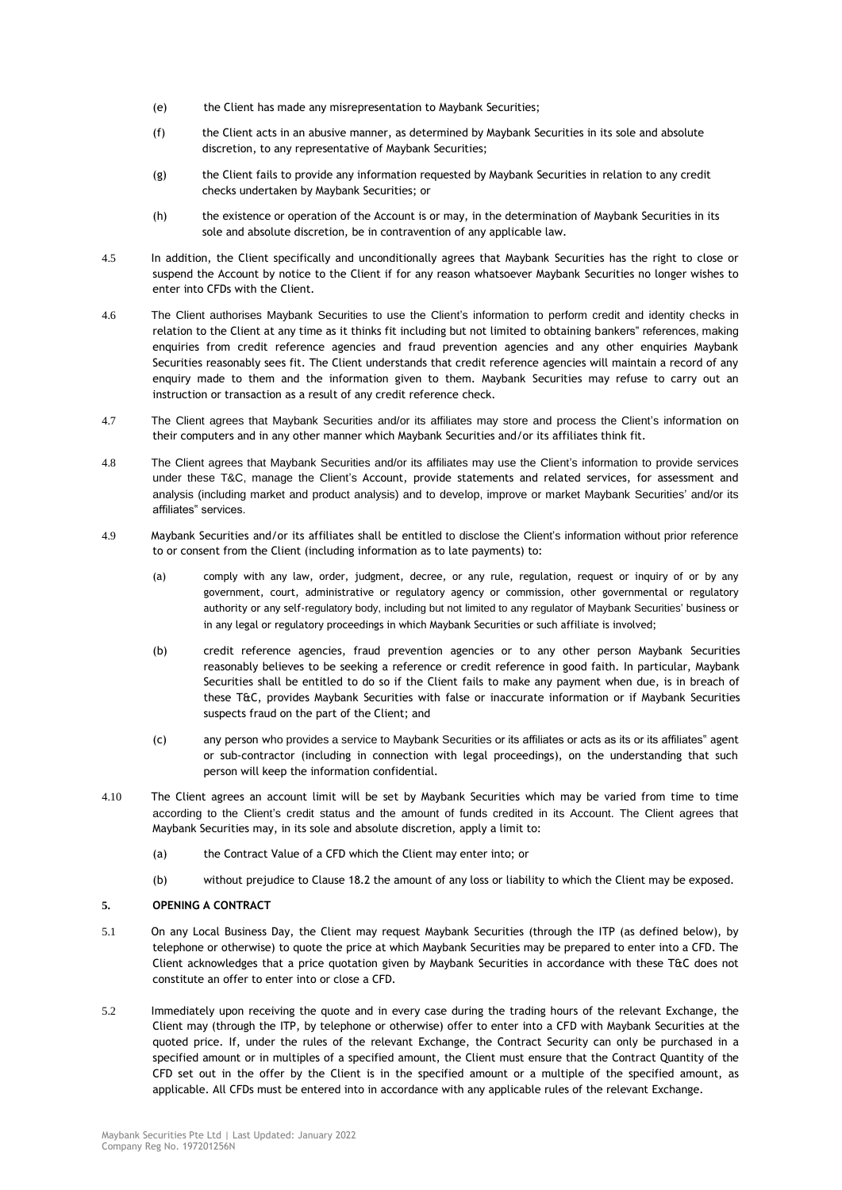(e) the Client has made any misrepresentation to Maybank Securities;

(f) the Client acts in an abusive manner, as determined by Maybank Securities in its sole and absolute discretion, to any representative of Maybank Securities;

(g) the Client fails to provide any information requested by Maybank Securities in relation to any credit checks undertaken by Maybank Securities; or

(h) the existence or operation of the Account is or may, in the determination of Maybank Securities in its sole and absolute discretion, be in contravention of any applicable law.

4.5 In addition, the Client specifically and unconditionally agrees that Maybank Securities has the right to close or suspend the Account by notice to the Client if for any reason whatsoever Maybank Securities no longer wishes to enter into CFDs with the Client.

4.6 The Client authorises Maybank Securities to use the Client's information to perform credit and identity checks in relation to the Client at any time as it thinks fit including but not limited to obtaining bankers" references, making enquiries from credit reference agencies and fraud prevention agencies and any other enquiries Maybank Securities reasonably sees fit. The Client understands that credit reference agencies will maintain a record of any enquiry made to them and the information given to them. Maybank Securities may refuse to carry out an instruction or transaction as a result of any credit reference check.

4.7 The Client agrees that Maybank Securities and/or its affiliates may store and process the Client's information on their computers and in any other manner which Maybank Securities and/or its affiliates think fit.

4.8 The Client agrees that Maybank Securities and/or its affiliates may use the Client's information to provide services under these T&C, manage the Client's Account, provide statements and related services, for assessment and analysis (including market and product analysis) and to develop, improve or market Maybank Securities' and/or its affiliates" services.

4.9 Maybank Securities and/or its affiliates shall be entitled to disclose the Client's information without prior reference to or consent from the Client (including information as to late payments) to:

(a) comply with any law, order, judgment, decree, or any rule, regulation, request or inquiry of or by any government, court, administrative or regulatory agency or commission, other governmental or regulatory authority or any self-regulatory body, including but not limited to any regulator of Maybank Securities' business or in any legal or regulatory proceedings in which Maybank Securities or such affiliate is involved;

(b) credit reference agencies, fraud prevention agencies or to any other person Maybank Securities reasonably believes to be seeking a reference or credit reference in good faith. In particular, Maybank Securities shall be entitled to do so if the Client fails to make any payment when due, is in breach of these T&C, provides Maybank Securities with false or inaccurate information or if Maybank Securities suspects fraud on the part of the Client; and

(c) any person who provides a service to Maybank Securities or its affiliates or acts as its or its affiliates" agent or sub-contractor (including in connection with legal proceedings), on the understanding that such person will keep the information confidential.

4.10 The Client agrees an account limit will be set by Maybank Securities which may be varied from time to time according to the Client's credit status and the amount of funds credited in its Account. The Client agrees that Maybank Securities may, in its sole and absolute discretion, apply a limit to:

(a) the Contract Value of a CFD which the Client may enter into; or

(b) without prejudice to Clause 18.2 the amount of any loss or liability to which the Client may be exposed.

## 5. OPENING A CONTRACT

5.1 On any Local Business Day, the Client may request Maybank Securities (through the ITP (as defined below), by telephone or otherwise) to quote the price at which Maybank Securities may be prepared to enter into a CFD. The Client acknowledges that a price quotation given by Maybank Securities in accordance with these T&C does not constitute an offer to enter into or close a CFD.

5.2 Immediately upon receiving the quote and in every case during the trading hours of the relevant Exchange, the Client may (through the ITP, by telephone or otherwise) offer to enter into a CFD with Maybank Securities at the quoted price. If, under the rules of the relevant Exchange, the Contract Security can only be purchased in a specified amount or in multiples of a specified amount, the Client must ensure that the Contract Quantity of the CFD set out in the offer by the Client is in the specified amount or a multiple of the specified amount, as applicable. All CFDs must be entered into in accordance with any applicable rules of the relevant Exchange.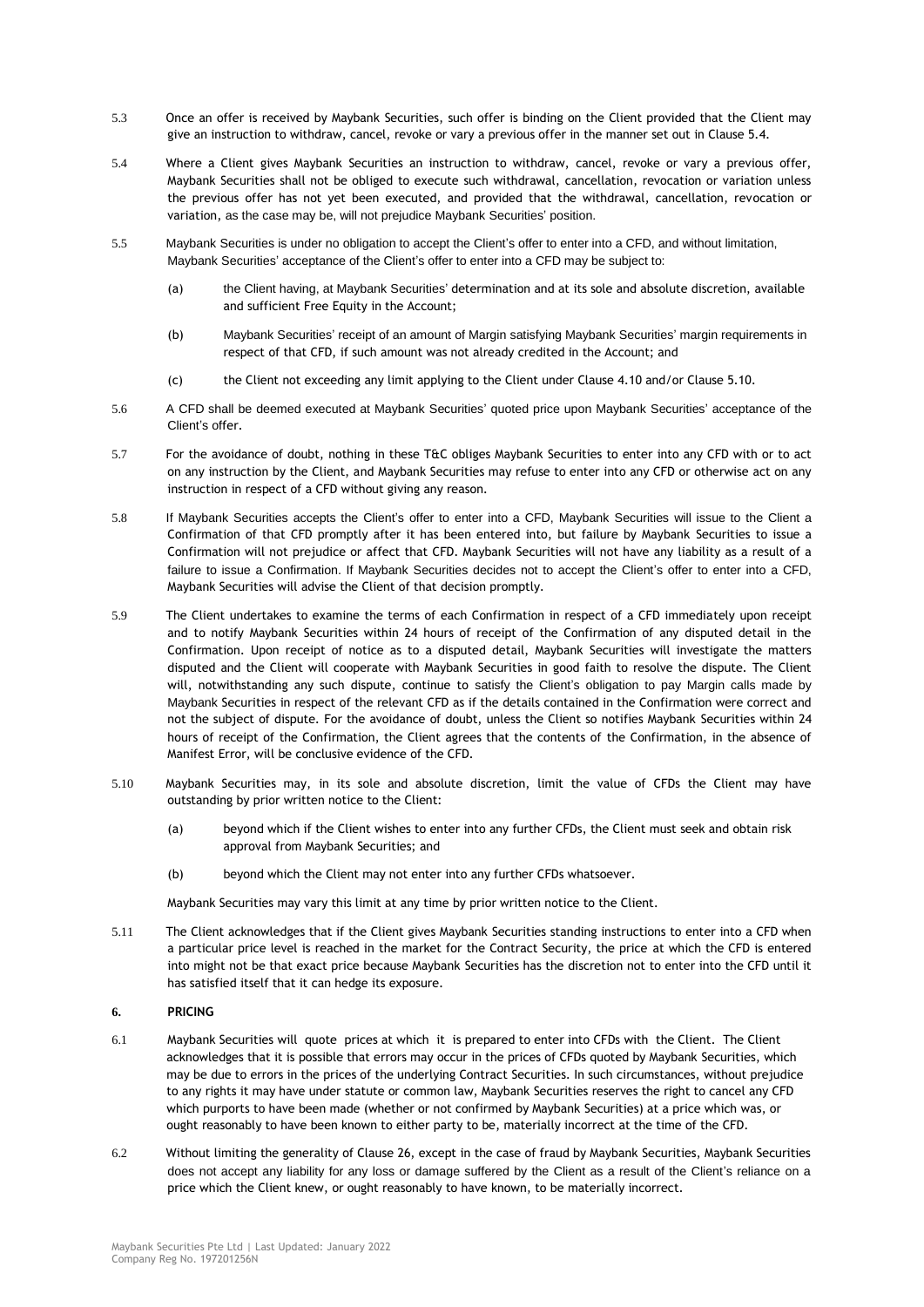5.3 Once an offer is received by Maybank Securities, such offer is binding on the Client provided that the Client may give an instruction to withdraw, cancel, revoke or vary a previous offer in the manner set out in Clause 5.4.

5.4 Where a Client gives Maybank Securities an instruction to withdraw, cancel, revoke or vary a previous offer, Maybank Securities shall not be obliged to execute such withdrawal, cancellation, revocation or variation unless the previous offer has not yet been executed, and provided that the withdrawal, cancellation, revocation or variation, as the case may be, will not prejudice Maybank Securities' position.

5.5 Maybank Securities is under no obligation to accept the Client's offer to enter into a CFD, and without limitation, Maybank Securities' acceptance of the Client's offer to enter into a CFD may be subject to:

(a) the Client having, at Maybank Securities' determination and at its sole and absolute discretion, available and sufficient Free Equity in the Account;

(b) Maybank Securities' receipt of an amount of Margin satisfying Maybank Securities' margin requirements in respect of that CFD, if such amount was not already credited in the Account; and

(c) the Client not exceeding any limit applying to the Client under Clause 4.10 and/or Clause 5.10.

5.6 A CFD shall be deemed executed at Maybank Securities' quoted price upon Maybank Securities' acceptance of the Client's offer.

5.7 For the avoidance of doubt, nothing in these T&C obliges Maybank Securities to enter into any CFD with or to act on any instruction by the Client, and Maybank Securities may refuse to enter into any CFD or otherwise act on any instruction in respect of a CFD without giving any reason.

5.8 If Maybank Securities accepts the Client's offer to enter into a CFD, Maybank Securities will issue to the Client a Confirmation of that CFD promptly after it has been entered into, but failure by Maybank Securities to issue a Confirmation will not prejudice or affect that CFD. Maybank Securities will not have any liability as a result of a failure to issue a Confirmation. If Maybank Securities decides not to accept the Client's offer to enter into a CFD, Maybank Securities will advise the Client of that decision promptly.

5.9 The Client undertakes to examine the terms of each Confirmation in respect of a CFD immediately upon receipt and to notify Maybank Securities within 24 hours of receipt of the Confirmation of any disputed detail in the Confirmation. Upon receipt of notice as to a disputed detail, Maybank Securities will investigate the matters disputed and the Client will cooperate with Maybank Securities in good faith to resolve the dispute. The Client will, notwithstanding any such dispute, continue to satisfy the Client's obligation to pay Margin calls made by Maybank Securities in respect of the relevant CFD as if the details contained in the Confirmation were correct and not the subject of dispute. For the avoidance of doubt, unless the Client so notifies Maybank Securities within 24 hours of receipt of the Confirmation, the Client agrees that the contents of the Confirmation, in the absence of Manifest Error, will be conclusive evidence of the CFD.

5.10 Maybank Securities may, in its sole and absolute discretion, limit the value of CFDs the Client may have outstanding by prior written notice to the Client:

(a) beyond which if the Client wishes to enter into any further CFDs, the Client must seek and obtain risk approval from Maybank Securities; and

(b) beyond which the Client may not enter into any further CFDs whatsoever.

Maybank Securities may vary this limit at any time by prior written notice to the Client.

5.11 The Client acknowledges that if the Client gives Maybank Securities standing instructions to enter into a CFD when a particular price level is reached in the market for the Contract Security, the price at which the CFD is entered into might not be that exact price because Maybank Securities has the discretion not to enter into the CFD until it has satisfied itself that it can hedge its exposure.

## 6. PRICING

6.1 Maybank Securities will quote prices at which it is prepared to enter into CFDs with the Client. The Client acknowledges that it is possible that errors may occur in the prices of CFDs quoted by Maybank Securities, which may be due to errors in the prices of the underlying Contract Securities. In such circumstances, without prejudice to any rights it may have under statute or common law, Maybank Securities reserves the right to cancel any CFD which purports to have been made (whether or not confirmed by Maybank Securities) at a price which was, or ought reasonably to have been known to either party to be, materially incorrect at the time of the CFD.

6.2 Without limiting the generality of Clause 26, except in the case of fraud by Maybank Securities, Maybank Securities does not accept any liability for any loss or damage suffered by the Client as a result of the Client's reliance on a price which the Client knew, or ought reasonably to have known, to be materially incorrect.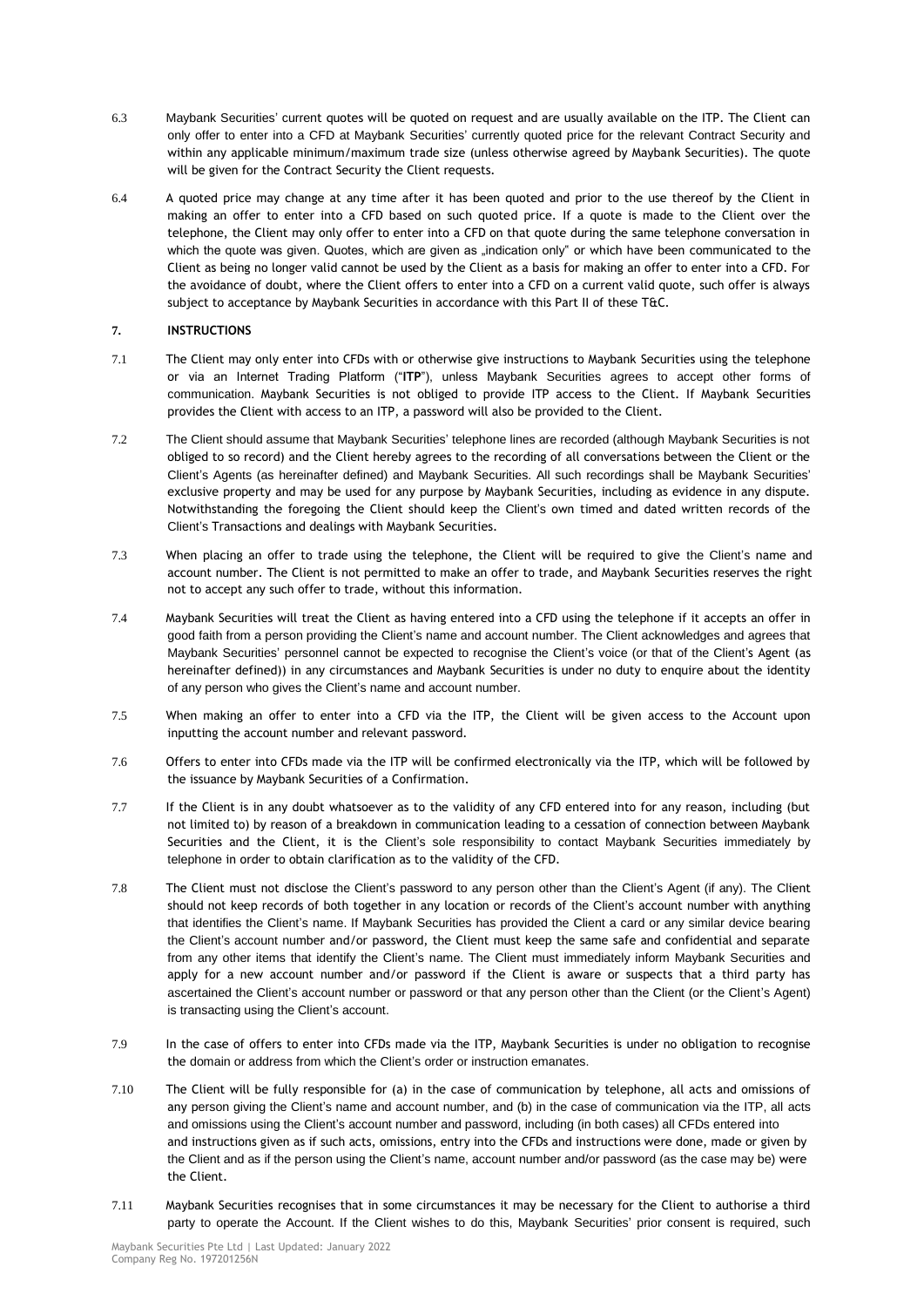6.3 Maybank Securities' current quotes will be quoted on request and are usually available on the ITP. The Client can only offer to enter into a CFD at Maybank Securities' currently quoted price for the relevant Contract Security and within any applicable minimum/maximum trade size (unless otherwise agreed by Maybank Securities). The quote will be given for the Contract Security the Client requests.

6.4 A quoted price may change at any time after it has been quoted and prior to the use thereof by the Client in making an offer to enter into a CFD based on such quoted price. If a quote is made to the Client over the telephone, the Client may only offer to enter into a CFD on that quote during the same telephone conversation in which the quote was given. Quotes, which are given as „indication only" or which have been communicated to the Client as being no longer valid cannot be used by the Client as a basis for making an offer to enter into a CFD. For the avoidance of doubt, where the Client offers to enter into a CFD on a current valid quote, such offer is always subject to acceptance by Maybank Securities in accordance with this Part II of these T&C.

## 7. INSTRUCTIONS

7.1 The Client may only enter into CFDs with or otherwise give instructions to Maybank Securities using the telephone or via an Internet Trading Platform ("**ITP**"), unless Maybank Securities agrees to accept other forms of communication. Maybank Securities is not obliged to provide ITP access to the Client. If Maybank Securities provides the Client with access to an ITP, a password will also be provided to the Client.

7.2 The Client should assume that Maybank Securities' telephone lines are recorded (although Maybank Securities is not obliged to so record) and the Client hereby agrees to the recording of all conversations between the Client or the Client's Agents (as hereinafter defined) and Maybank Securities. All such recordings shall be Maybank Securities' exclusive property and may be used for any purpose by Maybank Securities, including as evidence in any dispute. Notwithstanding the foregoing the Client should keep the Client's own timed and dated written records of the Client's Transactions and dealings with Maybank Securities.

7.3 When placing an offer to trade using the telephone, the Client will be required to give the Client's name and account number. The Client is not permitted to make an offer to trade, and Maybank Securities reserves the right not to accept any such offer to trade, without this information.

7.4 Maybank Securities will treat the Client as having entered into a CFD using the telephone if it accepts an offer in good faith from a person providing the Client's name and account number. The Client acknowledges and agrees that Maybank Securities' personnel cannot be expected to recognise the Client's voice (or that of the Client's Agent (as hereinafter defined)) in any circumstances and Maybank Securities is under no duty to enquire about the identity of any person who gives the Client's name and account number.

7.5 When making an offer to enter into a CFD via the ITP, the Client will be given access to the Account upon inputting the account number and relevant password.

7.6 Offers to enter into CFDs made via the ITP will be confirmed electronically via the ITP, which will be followed by the issuance by Maybank Securities of a Confirmation.

7.7 If the Client is in any doubt whatsoever as to the validity of any CFD entered into for any reason, including (but not limited to) by reason of a breakdown in communication leading to a cessation of connection between Maybank Securities and the Client, it is the Client's sole responsibility to contact Maybank Securities immediately by telephone in order to obtain clarification as to the validity of the CFD.

7.8 The Client must not disclose the Client's password to any person other than the Client's Agent (if any). The Client should not keep records of both together in any location or records of the Client's account number with anything that identifies the Client's name. If Maybank Securities has provided the Client a card or any similar device bearing the Client's account number and/or password, the Client must keep the same safe and confidential and separate from any other items that identify the Client's name. The Client must immediately inform Maybank Securities and apply for a new account number and/or password if the Client is aware or suspects that a third party has ascertained the Client's account number or password or that any person other than the Client (or the Client's Agent) is transacting using the Client's account.

7.9 In the case of offers to enter into CFDs made via the ITP, Maybank Securities is under no obligation to recognise the domain or address from which the Client's order or instruction emanates.

7.10 The Client will be fully responsible for (a) in the case of communication by telephone, all acts and omissions of any person giving the Client's name and account number, and (b) in the case of communication via the ITP, all acts and omissions using the Client's account number and password, including (in both cases) all CFDs entered into and instructions given as if such acts, omissions, entry into the CFDs and instructions were done, made or given by the Client and as if the person using the Client's name, account number and/or password (as the case may be) were the Client.

7.11 Maybank Securities recognises that in some circumstances it may be necessary for the Client to authorise a third party to operate the Account. If the Client wishes to do this, Maybank Securities' prior consent is required, such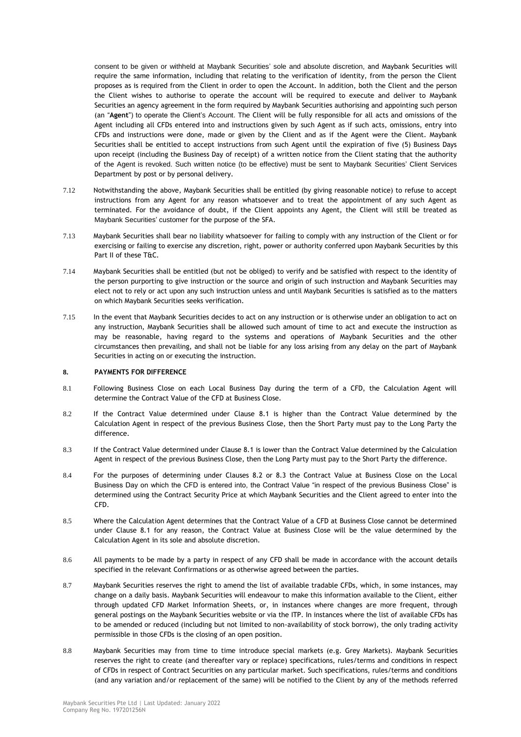consent to be given or withheld at Maybank Securities' sole and absolute discretion, and Maybank Securities will require the same information, including that relating to the verification of identity, from the person the Client proposes as is required from the Client in order to open the Account. In addition, both the Client and the person the Client wishes to authorise to operate the account will be required to execute and deliver to Maybank Securities an agency agreement in the form required by Maybank Securities authorising and appointing such person (an "**Agent**") to operate the Client's Account. The Client will be fully responsible for all acts and omissions of the Agent including all CFDs entered into and instructions given by such Agent as if such acts, omissions, entry into CFDs and instructions were done, made or given by the Client and as if the Agent were the Client. Maybank Securities shall be entitled to accept instructions from such Agent until the expiration of five (5) Business Days upon receipt (including the Business Day of receipt) of a written notice from the Client stating that the authority of the Agent is revoked. Such written notice (to be effective) must be sent to Maybank Securities' Client Services Department by post or by personal delivery.

7.12 Notwithstanding the above, Maybank Securities shall be entitled (by giving reasonable notice) to refuse to accept instructions from any Agent for any reason whatsoever and to treat the appointment of any such Agent as terminated. For the avoidance of doubt, if the Client appoints any Agent, the Client will still be treated as Maybank Securities' customer for the purpose of the SFA.

7.13 Maybank Securities shall bear no liability whatsoever for failing to comply with any instruction of the Client or for exercising or failing to exercise any discretion, right, power or authority conferred upon Maybank Securities by this Part II of these T&C.

7.14 Maybank Securities shall be entitled (but not be obliged) to verify and be satisfied with respect to the identity of the person purporting to give instruction or the source and origin of such instruction and Maybank Securities may elect not to rely or act upon any such instruction unless and until Maybank Securities is satisfied as to the matters on which Maybank Securities seeks verification.

7.15 In the event that Maybank Securities decides to act on any instruction or is otherwise under an obligation to act on any instruction, Maybank Securities shall be allowed such amount of time to act and execute the instruction as may be reasonable, having regard to the systems and operations of Maybank Securities and the other circumstances then prevailing, and shall not be liable for any loss arising from any delay on the part of Maybank Securities in acting on or executing the instruction.

## 8. PAYMENTS FOR DIFFERENCE

8.1 Following Business Close on each Local Business Day during the term of a CFD, the Calculation Agent will determine the Contract Value of the CFD at Business Close.

8.2 If the Contract Value determined under Clause 8.1 is higher than the Contract Value determined by the Calculation Agent in respect of the previous Business Close, then the Short Party must pay to the Long Party the difference.

8.3 If the Contract Value determined under Clause 8.1 is lower than the Contract Value determined by the Calculation Agent in respect of the previous Business Close, then the Long Party must pay to the Short Party the difference.

8.4 For the purposes of determining under Clauses 8.2 or 8.3 the Contract Value at Business Close on the Local Business Day on which the CFD is entered into, the Contract Value "in respect of the previous Business Close" is determined using the Contract Security Price at which Maybank Securities and the Client agreed to enter into the CFD.

8.5 Where the Calculation Agent determines that the Contract Value of a CFD at Business Close cannot be determined under Clause 8.1 for any reason, the Contract Value at Business Close will be the value determined by the Calculation Agent in its sole and absolute discretion.

8.6 All payments to be made by a party in respect of any CFD shall be made in accordance with the account details specified in the relevant Confirmations or as otherwise agreed between the parties.

8.7 Maybank Securities reserves the right to amend the list of available tradable CFDs, which, in some instances, may change on a daily basis. Maybank Securities will endeavour to make this information available to the Client, either through updated CFD Market Information Sheets, or, in instances where changes are more frequent, through general postings on the Maybank Securities website or via the ITP. In instances where the list of available CFDs has to be amended or reduced (including but not limited to non-availability of stock borrow), the only trading activity permissible in those CFDs is the closing of an open position.

8.8 Maybank Securities may from time to time introduce special markets (e.g. Grey Markets). Maybank Securities reserves the right to create (and thereafter vary or replace) specifications, rules/terms and conditions in respect of CFDs in respect of Contract Securities on any particular market. Such specifications, rules/terms and conditions (and any variation and/or replacement of the same) will be notified to the Client by any of the methods referred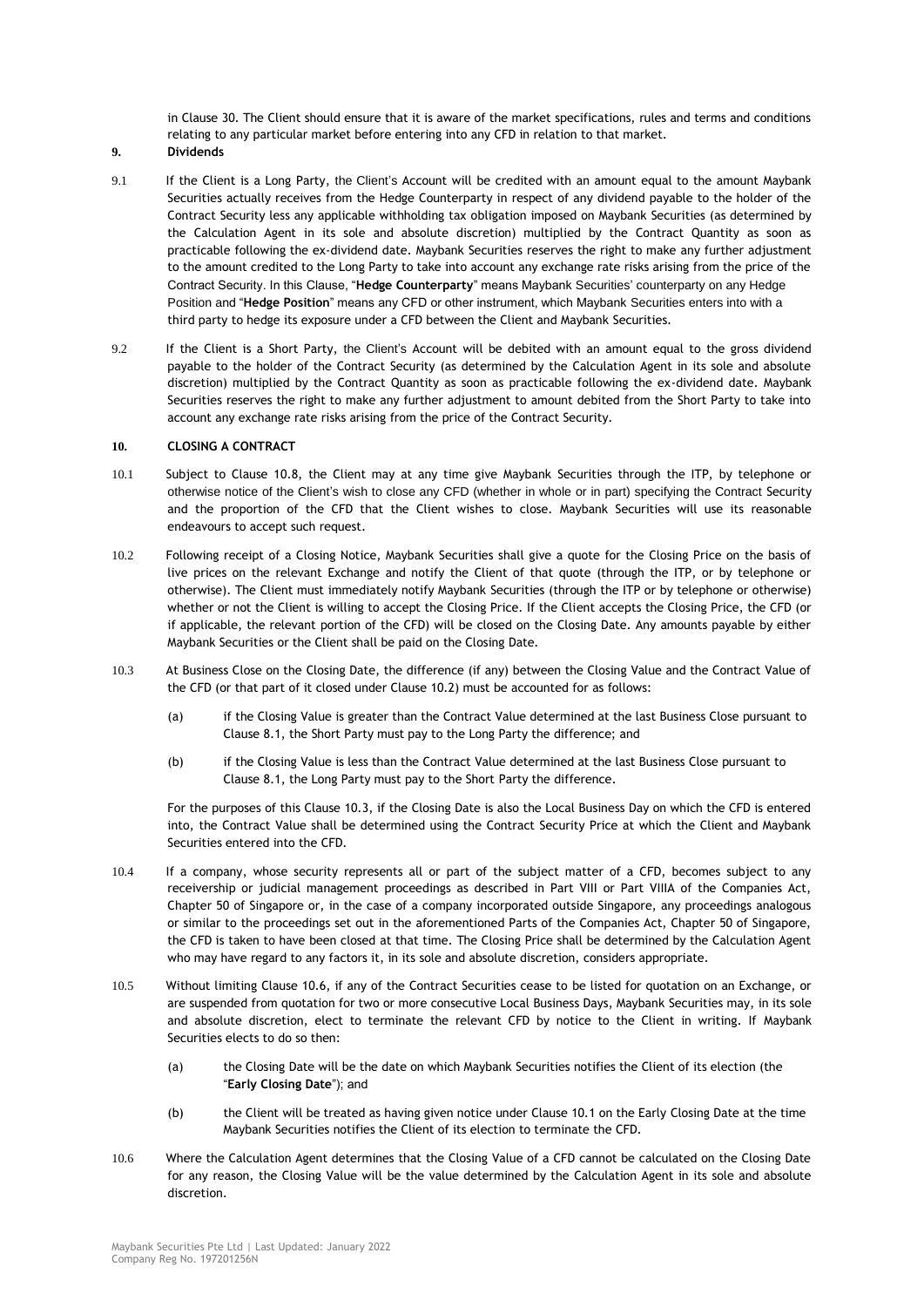in Clause 30. The Client should ensure that it is aware of the market specifications, rules and terms and conditions relating to any particular market before entering into any CFD in relation to that market.

**9. Dividends**

9.1 If the Client is a Long Party, the Client's Account will be credited with an amount equal to the amount Maybank Securities actually receives from the Hedge Counterparty in respect of any dividend payable to the holder of the Contract Security less any applicable withholding tax obligation imposed on Maybank Securities (as determined by the Calculation Agent in its sole and absolute discretion) multiplied by the Contract Quantity as soon as practicable following the ex-dividend date. Maybank Securities reserves the right to make any further adjustment to the amount credited to the Long Party to take into account any exchange rate risks arising from the price of the Contract Security. In this Clause, "**Hedge Counterparty**" means Maybank Securities' counterparty on any Hedge Position and "**Hedge Position**" means any CFD or other instrument, which Maybank Securities enters into with a third party to hedge its exposure under a CFD between the Client and Maybank Securities.

9.2 If the Client is a Short Party, the Client's Account will be debited with an amount equal to the gross dividend payable to the holder of the Contract Security (as determined by the Calculation Agent in its sole and absolute discretion) multiplied by the Contract Quantity as soon as practicable following the ex-dividend date. Maybank Securities reserves the right to make any further adjustment to amount debited from the Short Party to take into account any exchange rate risks arising from the price of the Contract Security.

**10. CLOSING A CONTRACT**

10.1 Subject to Clause 10.8, the Client may at any time give Maybank Securities through the ITP, by telephone or otherwise notice of the Client's wish to close any CFD (whether in whole or in part) specifying the Contract Security and the proportion of the CFD that the Client wishes to close. Maybank Securities will use its reasonable endeavours to accept such request.

10.2 Following receipt of a Closing Notice, Maybank Securities shall give a quote for the Closing Price on the basis of live prices on the relevant Exchange and notify the Client of that quote (through the ITP, or by telephone or otherwise). The Client must immediately notify Maybank Securities (through the ITP or by telephone or otherwise) whether or not the Client is willing to accept the Closing Price. If the Client accepts the Closing Price, the CFD (or if applicable, the relevant portion of the CFD) will be closed on the Closing Date. Any amounts payable by either Maybank Securities or the Client shall be paid on the Closing Date.

10.3 At Business Close on the Closing Date, the difference (if any) between the Closing Value and the Contract Value of the CFD (or that part of it closed under Clause 10.2) must be accounted for as follows:

(a) if the Closing Value is greater than the Contract Value determined at the last Business Close pursuant to Clause 8.1, the Short Party must pay to the Long Party the difference; and

(b) if the Closing Value is less than the Contract Value determined at the last Business Close pursuant to Clause 8.1, the Long Party must pay to the Short Party the difference.

For the purposes of this Clause 10.3, if the Closing Date is also the Local Business Day on which the CFD is entered into, the Contract Value shall be determined using the Contract Security Price at which the Client and Maybank Securities entered into the CFD.

10.4 If a company, whose security represents all or part of the subject matter of a CFD, becomes subject to any receivership or judicial management proceedings as described in Part VIII or Part VIIIA of the Companies Act, Chapter 50 of Singapore or, in the case of a company incorporated outside Singapore, any proceedings analogous or similar to the proceedings set out in the aforementioned Parts of the Companies Act, Chapter 50 of Singapore, the CFD is taken to have been closed at that time. The Closing Price shall be determined by the Calculation Agent who may have regard to any factors it, in its sole and absolute discretion, considers appropriate.

10.5 Without limiting Clause 10.6, if any of the Contract Securities cease to be listed for quotation on an Exchange, or are suspended from quotation for two or more consecutive Local Business Days, Maybank Securities may, in its sole and absolute discretion, elect to terminate the relevant CFD by notice to the Client in writing. If Maybank Securities elects to do so then:

(a) the Closing Date will be the date on which Maybank Securities notifies the Client of its election (the "**Early Closing Date**"); and

(b) the Client will be treated as having given notice under Clause 10.1 on the Early Closing Date at the time Maybank Securities notifies the Client of its election to terminate the CFD.

10.6 Where the Calculation Agent determines that the Closing Value of a CFD cannot be calculated on the Closing Date for any reason, the Closing Value will be the value determined by the Calculation Agent in its sole and absolute discretion.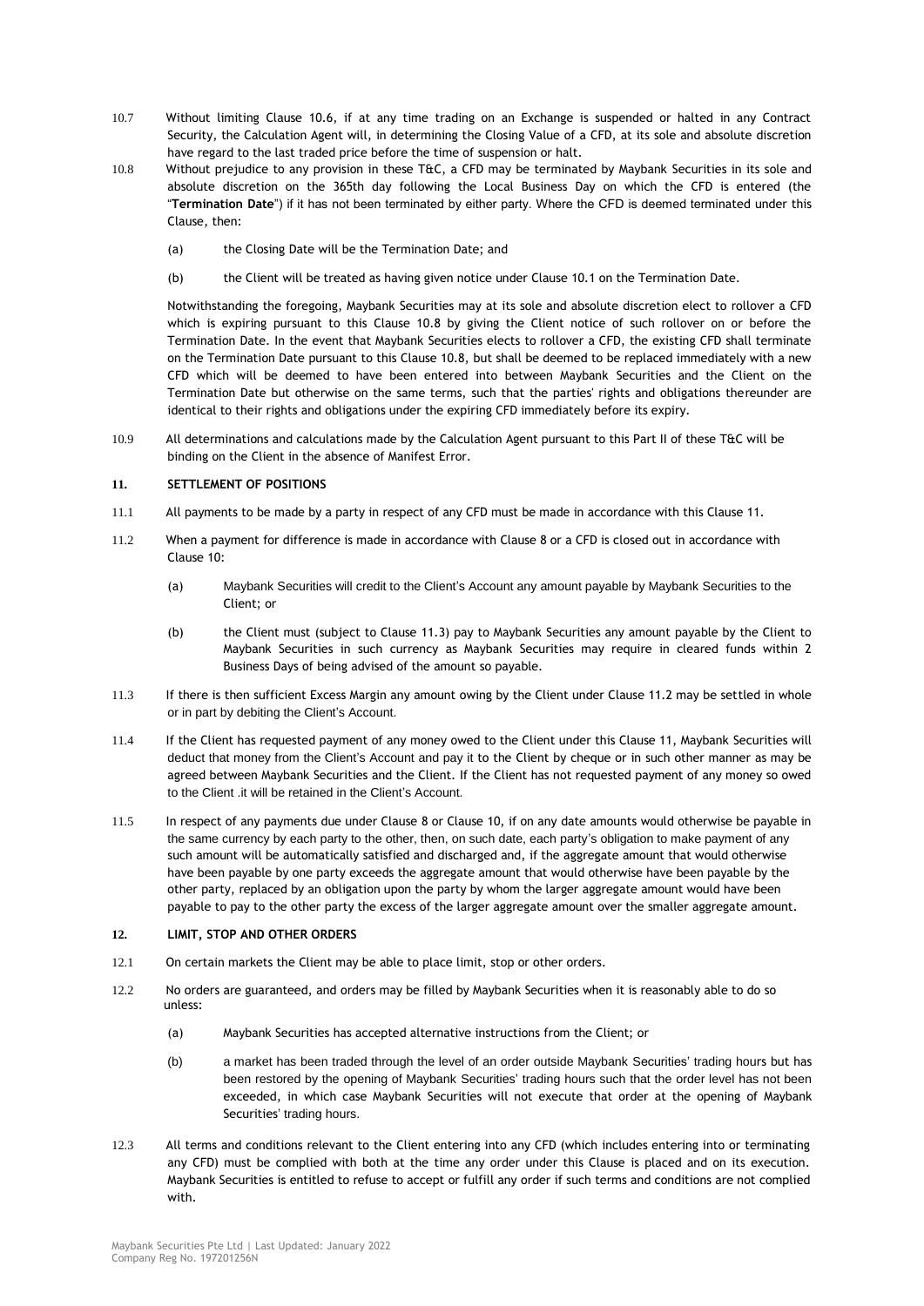10.7 Without limiting Clause 10.6, if at any time trading on an Exchange is suspended or halted in any Contract Security, the Calculation Agent will, in determining the Closing Value of a CFD, at its sole and absolute discretion have regard to the last traded price before the time of suspension or halt.

10.8 Without prejudice to any provision in these T&C, a CFD may be terminated by Maybank Securities in its sole and absolute discretion on the 365th day following the Local Business Day on which the CFD is entered (the "**Termination Date**") if it has not been terminated by either party. Where the CFD is deemed terminated under this Clause, then:

(a) the Closing Date will be the Termination Date; and

(b) the Client will be treated as having given notice under Clause 10.1 on the Termination Date.

Notwithstanding the foregoing, Maybank Securities may at its sole and absolute discretion elect to rollover a CFD which is expiring pursuant to this Clause 10.8 by giving the Client notice of such rollover on or before the Termination Date. In the event that Maybank Securities elects to rollover a CFD, the existing CFD shall terminate on the Termination Date pursuant to this Clause 10.8, but shall be deemed to be replaced immediately with a new CFD which will be deemed to have been entered into between Maybank Securities and the Client on the Termination Date but otherwise on the same terms, such that the parties' rights and obligations thereunder are identical to their rights and obligations under the expiring CFD immediately before its expiry.

10.9 All determinations and calculations made by the Calculation Agent pursuant to this Part II of these T&C will be binding on the Client in the absence of Manifest Error.

## 11. SETTLEMENT OF POSITIONS

11.1 All payments to be made by a party in respect of any CFD must be made in accordance with this Clause 11.

11.2 When a payment for difference is made in accordance with Clause 8 or a CFD is closed out in accordance with Clause 10:

(a) Maybank Securities will credit to the Client's Account any amount payable by Maybank Securities to the Client; or

(b) the Client must (subject to Clause 11.3) pay to Maybank Securities any amount payable by the Client to Maybank Securities in such currency as Maybank Securities may require in cleared funds within 2 Business Days of being advised of the amount so payable.

11.3 If there is then sufficient Excess Margin any amount owing by the Client under Clause 11.2 may be settled in whole or in part by debiting the Client's Account.

11.4 If the Client has requested payment of any money owed to the Client under this Clause 11, Maybank Securities will deduct that money from the Client's Account and pay it to the Client by cheque or in such other manner as may be agreed between Maybank Securities and the Client. If the Client has not requested payment of any money so owed to the Client .it will be retained in the Client's Account.

11.5 In respect of any payments due under Clause 8 or Clause 10, if on any date amounts would otherwise be payable in the same currency by each party to the other, then, on such date, each party's obligation to make payment of any such amount will be automatically satisfied and discharged and, if the aggregate amount that would otherwise have been payable by one party exceeds the aggregate amount that would otherwise have been payable by the other party, replaced by an obligation upon the party by whom the larger aggregate amount would have been payable to pay to the other party the excess of the larger aggregate amount over the smaller aggregate amount.

## 12. LIMIT, STOP AND OTHER ORDERS

12.1 On certain markets the Client may be able to place limit, stop or other orders.

12.2 No orders are guaranteed, and orders may be filled by Maybank Securities when it is reasonably able to do so unless:

(a) Maybank Securities has accepted alternative instructions from the Client; or

(b) a market has been traded through the level of an order outside Maybank Securities' trading hours but has been restored by the opening of Maybank Securities' trading hours such that the order level has not been exceeded, in which case Maybank Securities will not execute that order at the opening of Maybank Securities' trading hours.

12.3 All terms and conditions relevant to the Client entering into any CFD (which includes entering into or terminating any CFD) must be complied with both at the time any order under this Clause is placed and on its execution. Maybank Securities is entitled to refuse to accept or fulfill any order if such terms and conditions are not complied with.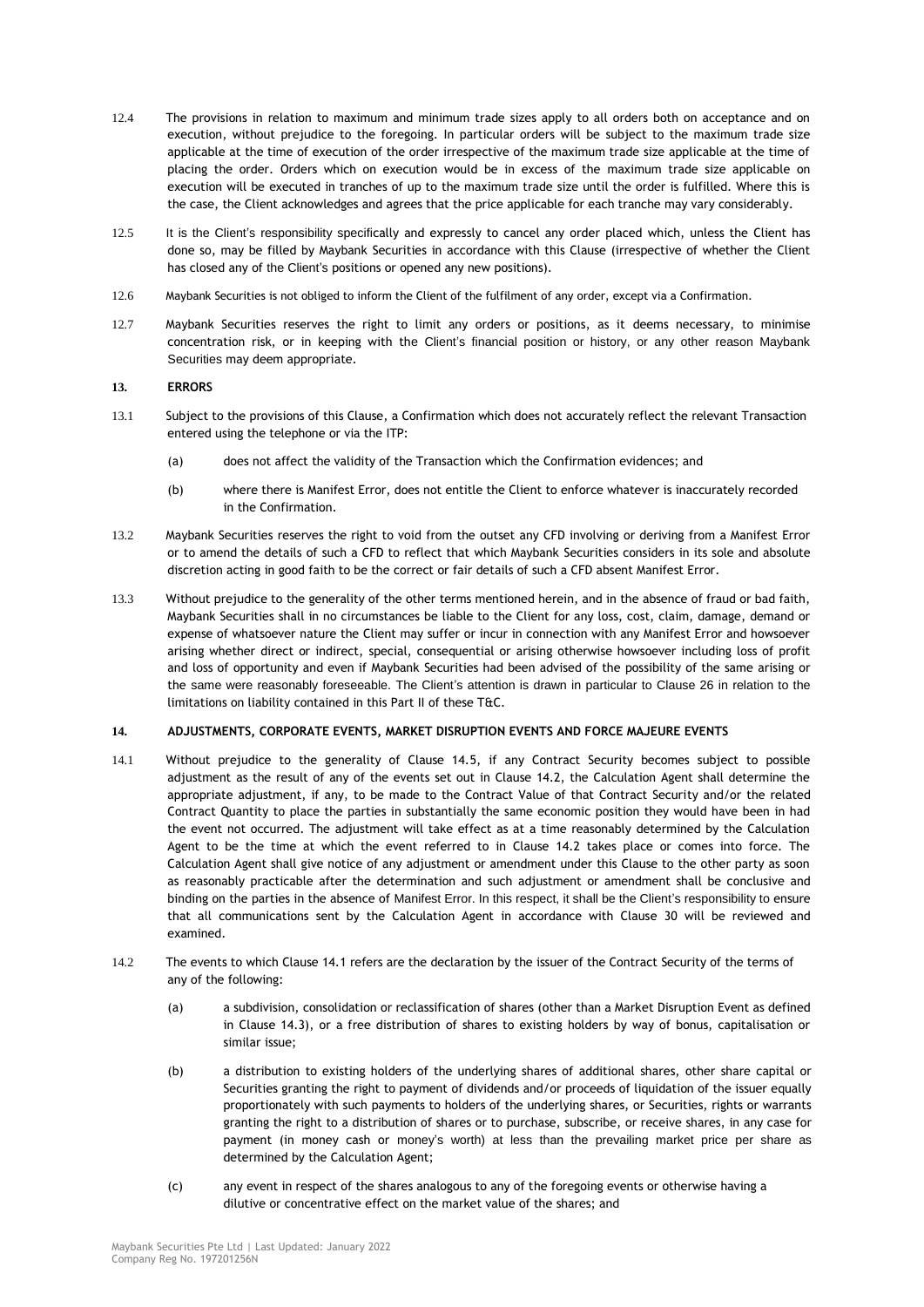12.4 The provisions in relation to maximum and minimum trade sizes apply to all orders both on acceptance and on execution, without prejudice to the foregoing. In particular orders will be subject to the maximum trade size applicable at the time of execution of the order irrespective of the maximum trade size applicable at the time of placing the order. Orders which on execution would be in excess of the maximum trade size applicable on execution will be executed in tranches of up to the maximum trade size until the order is fulfilled. Where this is the case, the Client acknowledges and agrees that the price applicable for each tranche may vary considerably.

12.5 It is the Client's responsibility specifically and expressly to cancel any order placed which, unless the Client has done so, may be filled by Maybank Securities in accordance with this Clause (irrespective of whether the Client has closed any of the Client's positions or opened any new positions).

12.6 Maybank Securities is not obliged to inform the Client of the fulfilment of any order, except via a Confirmation.

12.7 Maybank Securities reserves the right to limit any orders or positions, as it deems necessary, to minimise concentration risk, or in keeping with the Client's financial position or history, or any other reason Maybank Securities may deem appropriate.

## 13. ERRORS

13.1 Subject to the provisions of this Clause, a Confirmation which does not accurately reflect the relevant Transaction entered using the telephone or via the ITP:

(a) does not affect the validity of the Transaction which the Confirmation evidences; and

(b) where there is Manifest Error, does not entitle the Client to enforce whatever is inaccurately recorded in the Confirmation.

13.2 Maybank Securities reserves the right to void from the outset any CFD involving or deriving from a Manifest Error or to amend the details of such a CFD to reflect that which Maybank Securities considers in its sole and absolute discretion acting in good faith to be the correct or fair details of such a CFD absent Manifest Error.

13.3 Without prejudice to the generality of the other terms mentioned herein, and in the absence of fraud or bad faith, Maybank Securities shall in no circumstances be liable to the Client for any loss, cost, claim, damage, demand or expense of whatsoever nature the Client may suffer or incur in connection with any Manifest Error and howsoever arising whether direct or indirect, special, consequential or arising otherwise howsoever including loss of profit and loss of opportunity and even if Maybank Securities had been advised of the possibility of the same arising or the same were reasonably foreseeable. The Client's attention is drawn in particular to Clause 26 in relation to the limitations on liability contained in this Part II of these T&C.

## 14. ADJUSTMENTS, CORPORATE EVENTS, MARKET DISRUPTION EVENTS AND FORCE MAJEURE EVENTS

14.1 Without prejudice to the generality of Clause 14.5, if any Contract Security becomes subject to possible adjustment as the result of any of the events set out in Clause 14.2, the Calculation Agent shall determine the appropriate adjustment, if any, to be made to the Contract Value of that Contract Security and/or the related Contract Quantity to place the parties in substantially the same economic position they would have been in had the event not occurred. The adjustment will take effect as at a time reasonably determined by the Calculation Agent to be the time at which the event referred to in Clause 14.2 takes place or comes into force. The Calculation Agent shall give notice of any adjustment or amendment under this Clause to the other party as soon as reasonably practicable after the determination and such adjustment or amendment shall be conclusive and binding on the parties in the absence of Manifest Error. In this respect, it shall be the Client's responsibility to ensure that all communications sent by the Calculation Agent in accordance with Clause 30 will be reviewed and examined.

14.2 The events to which Clause 14.1 refers are the declaration by the issuer of the Contract Security of the terms of any of the following:

(a) a subdivision, consolidation or reclassification of shares (other than a Market Disruption Event as defined in Clause 14.3), or a free distribution of shares to existing holders by way of bonus, capitalisation or similar issue;

(b) a distribution to existing holders of the underlying shares of additional shares, other share capital or Securities granting the right to payment of dividends and/or proceeds of liquidation of the issuer equally proportionately with such payments to holders of the underlying shares, or Securities, rights or warrants granting the right to a distribution of shares or to purchase, subscribe, or receive shares, in any case for payment (in money cash or money's worth) at less than the prevailing market price per share as determined by the Calculation Agent;

(c) any event in respect of the shares analogous to any of the foregoing events or otherwise having a dilutive or concentrative effect on the market value of the shares; and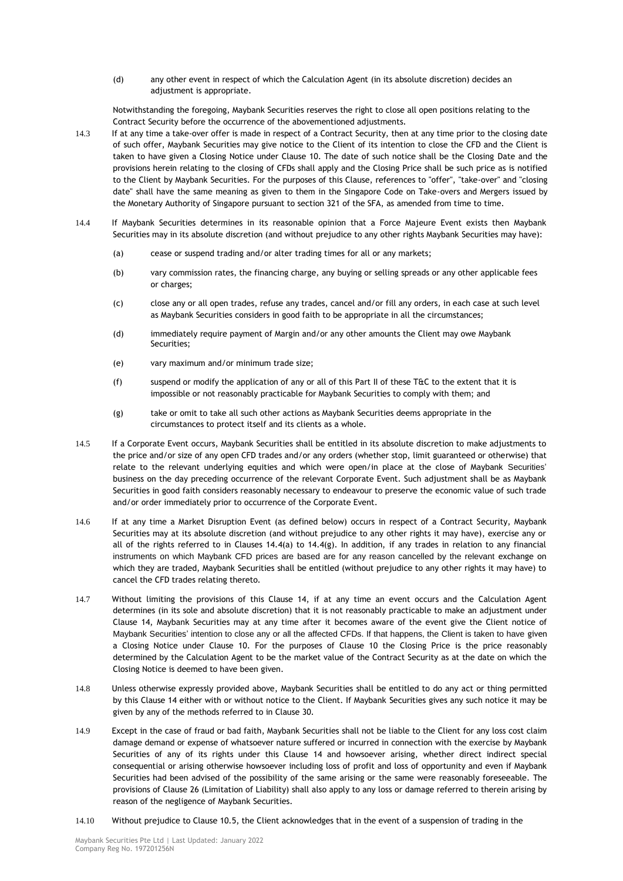(d) any other event in respect of which the Calculation Agent (in its absolute discretion) decides an adjustment is appropriate.

Notwithstanding the foregoing, Maybank Securities reserves the right to close all open positions relating to the Contract Security before the occurrence of the abovementioned adjustments.

14.3 If at any time a take-over offer is made in respect of a Contract Security, then at any time prior to the closing date of such offer, Maybank Securities may give notice to the Client of its intention to close the CFD and the Client is taken to have given a Closing Notice under Clause 10. The date of such notice shall be the Closing Date and the provisions herein relating to the closing of CFDs shall apply and the Closing Price shall be such price as is notified to the Client by Maybank Securities. For the purposes of this Clause, references to "offer", "take-over" and "closing date" shall have the same meaning as given to them in the Singapore Code on Take-overs and Mergers issued by the Monetary Authority of Singapore pursuant to section 321 of the SFA, as amended from time to time.

14.4 If Maybank Securities determines in its reasonable opinion that a Force Majeure Event exists then Maybank Securities may in its absolute discretion (and without prejudice to any other rights Maybank Securities may have):

(a) cease or suspend trading and/or alter trading times for all or any markets;

(b) vary commission rates, the financing charge, any buying or selling spreads or any other applicable fees or charges;

(c) close any or all open trades, refuse any trades, cancel and/or fill any orders, in each case at such level as Maybank Securities considers in good faith to be appropriate in all the circumstances;

(d) immediately require payment of Margin and/or any other amounts the Client may owe Maybank Securities;

(e) vary maximum and/or minimum trade size;

(f) suspend or modify the application of any or all of this Part II of these T&C to the extent that it is impossible or not reasonably practicable for Maybank Securities to comply with them; and

(g) take or omit to take all such other actions as Maybank Securities deems appropriate in the circumstances to protect itself and its clients as a whole.

14.5 If a Corporate Event occurs, Maybank Securities shall be entitled in its absolute discretion to make adjustments to the price and/or size of any open CFD trades and/or any orders (whether stop, limit guaranteed or otherwise) that relate to the relevant underlying equities and which were open/in place at the close of Maybank Securities' business on the day preceding occurrence of the relevant Corporate Event. Such adjustment shall be as Maybank Securities in good faith considers reasonably necessary to endeavour to preserve the economic value of such trade and/or order immediately prior to occurrence of the Corporate Event.

14.6 If at any time a Market Disruption Event (as defined below) occurs in respect of a Contract Security, Maybank Securities may at its absolute discretion (and without prejudice to any other rights it may have), exercise any or all of the rights referred to in Clauses 14.4(a) to 14.4(g). In addition, if any trades in relation to any financial instruments on which Maybank CFD prices are based are for any reason cancelled by the relevant exchange on which they are traded, Maybank Securities shall be entitled (without prejudice to any other rights it may have) to cancel the CFD trades relating thereto.

14.7 Without limiting the provisions of this Clause 14, if at any time an event occurs and the Calculation Agent determines (in its sole and absolute discretion) that it is not reasonably practicable to make an adjustment under Clause 14, Maybank Securities may at any time after it becomes aware of the event give the Client notice of Maybank Securities' intention to close any or all the affected CFDs. If that happens, the Client is taken to have given a Closing Notice under Clause 10. For the purposes of Clause 10 the Closing Price is the price reasonably determined by the Calculation Agent to be the market value of the Contract Security as at the date on which the Closing Notice is deemed to have been given.

14.8 Unless otherwise expressly provided above, Maybank Securities shall be entitled to do any act or thing permitted by this Clause 14 either with or without notice to the Client. If Maybank Securities gives any such notice it may be given by any of the methods referred to in Clause 30.

14.9 Except in the case of fraud or bad faith, Maybank Securities shall not be liable to the Client for any loss cost claim damage demand or expense of whatsoever nature suffered or incurred in connection with the exercise by Maybank Securities of any of its rights under this Clause 14 and howsoever arising, whether direct indirect special consequential or arising otherwise howsoever including loss of profit and loss of opportunity and even if Maybank Securities had been advised of the possibility of the same arising or the same were reasonably foreseeable. The provisions of Clause 26 (Limitation of Liability) shall also apply to any loss or damage referred to therein arising by reason of the negligence of Maybank Securities.

14.10 Without prejudice to Clause 10.5, the Client acknowledges that in the event of a suspension of trading in the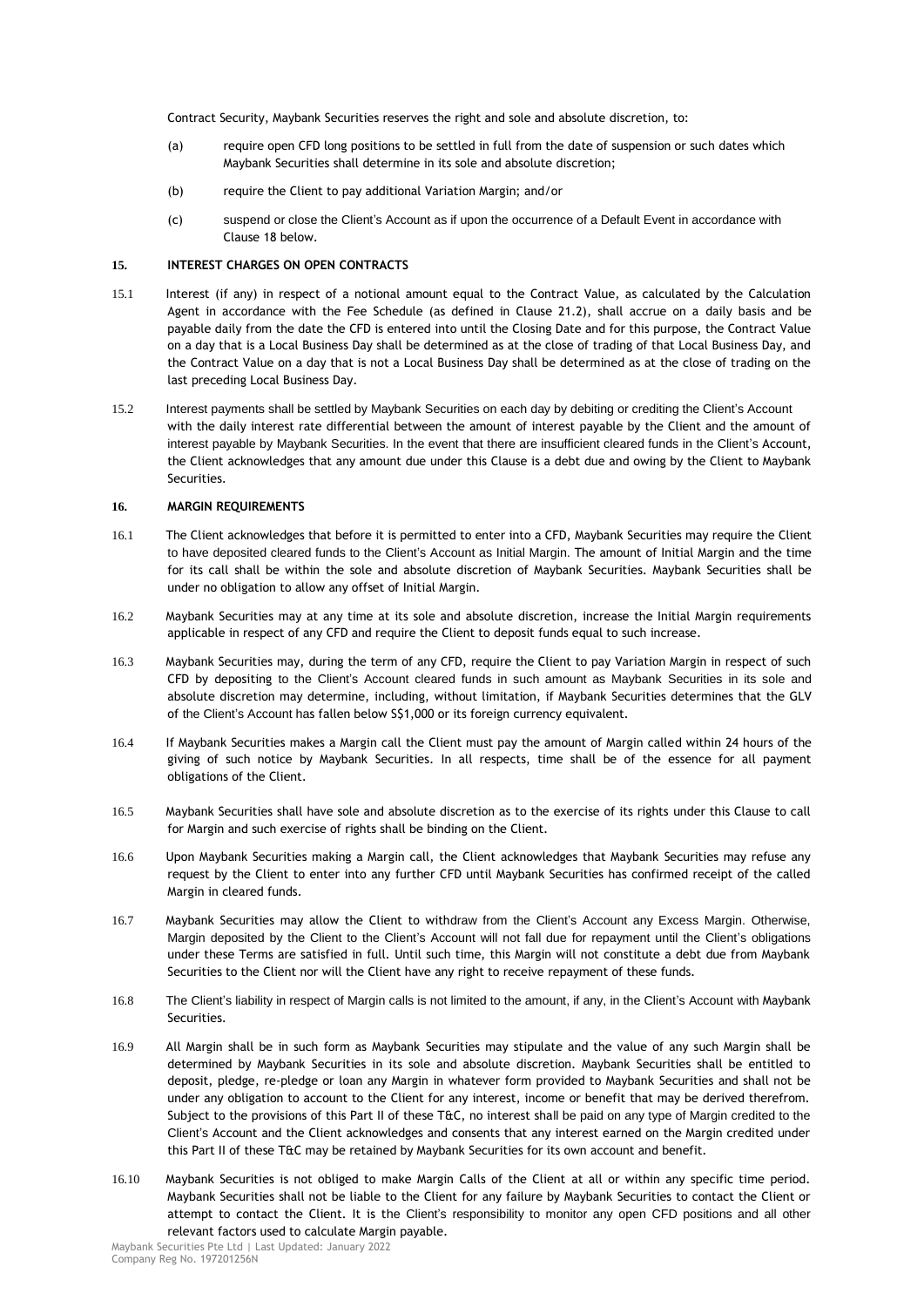Contract Security, Maybank Securities reserves the right and sole and absolute discretion, to:

(a) require open CFD long positions to be settled in full from the date of suspension or such dates which Maybank Securities shall determine in its sole and absolute discretion;

(b) require the Client to pay additional Variation Margin; and/or

(c) suspend or close the Client's Account as if upon the occurrence of a Default Event in accordance with Clause 18 below.

## 15. INTEREST CHARGES ON OPEN CONTRACTS

15.1 Interest (if any) in respect of a notional amount equal to the Contract Value, as calculated by the Calculation Agent in accordance with the Fee Schedule (as defined in Clause 21.2), shall accrue on a daily basis and be payable daily from the date the CFD is entered into until the Closing Date and for this purpose, the Contract Value on a day that is a Local Business Day shall be determined as at the close of trading of that Local Business Day, and the Contract Value on a day that is not a Local Business Day shall be determined as at the close of trading on the last preceding Local Business Day.

15.2 Interest payments shall be settled by Maybank Securities on each day by debiting or crediting the Client's Account with the daily interest rate differential between the amount of interest payable by the Client and the amount of interest payable by Maybank Securities. In the event that there are insufficient cleared funds in the Client's Account, the Client acknowledges that any amount due under this Clause is a debt due and owing by the Client to Maybank Securities.

## 16. MARGIN REQUIREMENTS

16.1 The Client acknowledges that before it is permitted to enter into a CFD, Maybank Securities may require the Client to have deposited cleared funds to the Client's Account as Initial Margin. The amount of Initial Margin and the time for its call shall be within the sole and absolute discretion of Maybank Securities. Maybank Securities shall be under no obligation to allow any offset of Initial Margin.

16.2 Maybank Securities may at any time at its sole and absolute discretion, increase the Initial Margin requirements applicable in respect of any CFD and require the Client to deposit funds equal to such increase.

16.3 Maybank Securities may, during the term of any CFD, require the Client to pay Variation Margin in respect of such CFD by depositing to the Client's Account cleared funds in such amount as Maybank Securities in its sole and absolute discretion may determine, including, without limitation, if Maybank Securities determines that the GLV of the Client's Account has fallen below S$1,000 or its foreign currency equivalent.

16.4 If Maybank Securities makes a Margin call the Client must pay the amount of Margin called within 24 hours of the giving of such notice by Maybank Securities. In all respects, time shall be of the essence for all payment obligations of the Client.

16.5 Maybank Securities shall have sole and absolute discretion as to the exercise of its rights under this Clause to call for Margin and such exercise of rights shall be binding on the Client.

16.6 Upon Maybank Securities making a Margin call, the Client acknowledges that Maybank Securities may refuse any request by the Client to enter into any further CFD until Maybank Securities has confirmed receipt of the called Margin in cleared funds.

16.7 Maybank Securities may allow the Client to withdraw from the Client's Account any Excess Margin. Otherwise, Margin deposited by the Client to the Client's Account will not fall due for repayment until the Client's obligations under these Terms are satisfied in full. Until such time, this Margin will not constitute a debt due from Maybank Securities to the Client nor will the Client have any right to receive repayment of these funds.

16.8 The Client's liability in respect of Margin calls is not limited to the amount, if any, in the Client's Account with Maybank Securities.

16.9 All Margin shall be in such form as Maybank Securities may stipulate and the value of any such Margin shall be determined by Maybank Securities in its sole and absolute discretion. Maybank Securities shall be entitled to deposit, pledge, re-pledge or loan any Margin in whatever form provided to Maybank Securities and shall not be under any obligation to account to the Client for any interest, income or benefit that may be derived therefrom. Subject to the provisions of this Part II of these T&C, no interest shall be paid on any type of Margin credited to the Client's Account and the Client acknowledges and consents that any interest earned on the Margin credited under this Part II of these T&C may be retained by Maybank Securities for its own account and benefit.

16.10 Maybank Securities is not obliged to make Margin Calls of the Client at all or within any specific time period. Maybank Securities shall not be liable to the Client for any failure by Maybank Securities to contact the Client or attempt to contact the Client. It is the Client's responsibility to monitor any open CFD positions and all other relevant factors used to calculate Margin payable.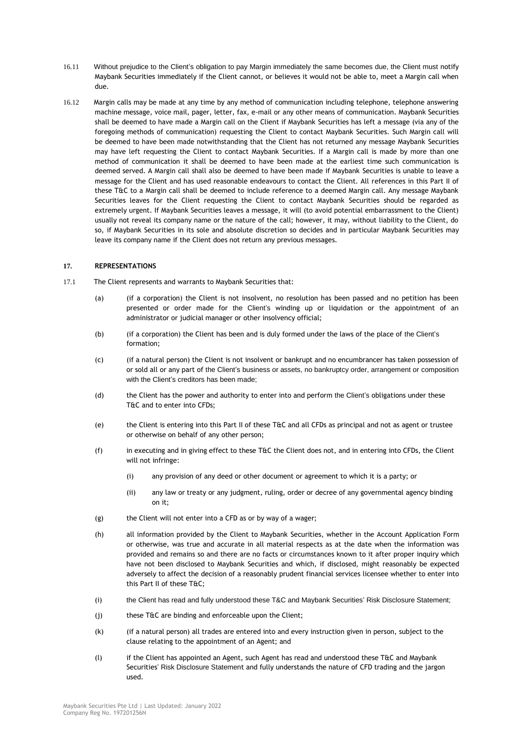16.11 Without prejudice to the Client's obligation to pay Margin immediately the same becomes due, the Client must notify Maybank Securities immediately if the Client cannot, or believes it would not be able to, meet a Margin call when due.

16.12 Margin calls may be made at any time by any method of communication including telephone, telephone answering machine message, voice mail, pager, letter, fax, e-mail or any other means of communication. Maybank Securities shall be deemed to have made a Margin call on the Client if Maybank Securities has left a message (via any of the foregoing methods of communication) requesting the Client to contact Maybank Securities. Such Margin call will be deemed to have been made notwithstanding that the Client has not returned any message Maybank Securities may have left requesting the Client to contact Maybank Securities. If a Margin call is made by more than one method of communication it shall be deemed to have been made at the earliest time such communication is deemed served. A Margin call shall also be deemed to have been made if Maybank Securities is unable to leave a message for the Client and has used reasonable endeavours to contact the Client. All references in this Part II of these T&C to a Margin call shall be deemed to include reference to a deemed Margin call. Any message Maybank Securities leaves for the Client requesting the Client to contact Maybank Securities should be regarded as extremely urgent. If Maybank Securities leaves a message, it will (to avoid potential embarrassment to the Client) usually not reveal its company name or the nature of the call; however, it may, without liability to the Client, do so, if Maybank Securities in its sole and absolute discretion so decides and in particular Maybank Securities may leave its company name if the Client does not return any previous messages.

## 17. REPRESENTATIONS

17.1 The Client represents and warrants to Maybank Securities that:

(a) (if a corporation) the Client is not insolvent, no resolution has been passed and no petition has been presented or order made for the Client's winding up or liquidation or the appointment of an administrator or judicial manager or other insolvency official;

(b) (if a corporation) the Client has been and is duly formed under the laws of the place of the Client's formation;

(c) (if a natural person) the Client is not insolvent or bankrupt and no encumbrancer has taken possession of or sold all or any part of the Client's business or assets, no bankruptcy order, arrangement or composition with the Client's creditors has been made;

(d) the Client has the power and authority to enter into and perform the Client's obligations under these T&C and to enter into CFDs;

(e) the Client is entering into this Part II of these T&C and all CFDs as principal and not as agent or trustee or otherwise on behalf of any other person;

(f) in executing and in giving effect to these T&C the Client does not, and in entering into CFDs, the Client will not infringe:

(i) any provision of any deed or other document or agreement to which it is a party; or

(ii) any law or treaty or any judgment, ruling, order or decree of any governmental agency binding on it;

(g) the Client will not enter into a CFD as or by way of a wager;

(h) all information provided by the Client to Maybank Securities, whether in the Account Application Form or otherwise, was true and accurate in all material respects as at the date when the information was provided and remains so and there are no facts or circumstances known to it after proper inquiry which have not been disclosed to Maybank Securities and which, if disclosed, might reasonably be expected adversely to affect the decision of a reasonably prudent financial services licensee whether to enter into this Part II of these T&C;

(i) the Client has read and fully understood these T&C and Maybank Securities' Risk Disclosure Statement;

(j) these T&C are binding and enforceable upon the Client;

(k) (if a natural person) all trades are entered into and every instruction given in person, subject to the clause relating to the appointment of an Agent; and

(l) if the Client has appointed an Agent, such Agent has read and understood these T&C and Maybank Securities' Risk Disclosure Statement and fully understands the nature of CFD trading and the jargon used.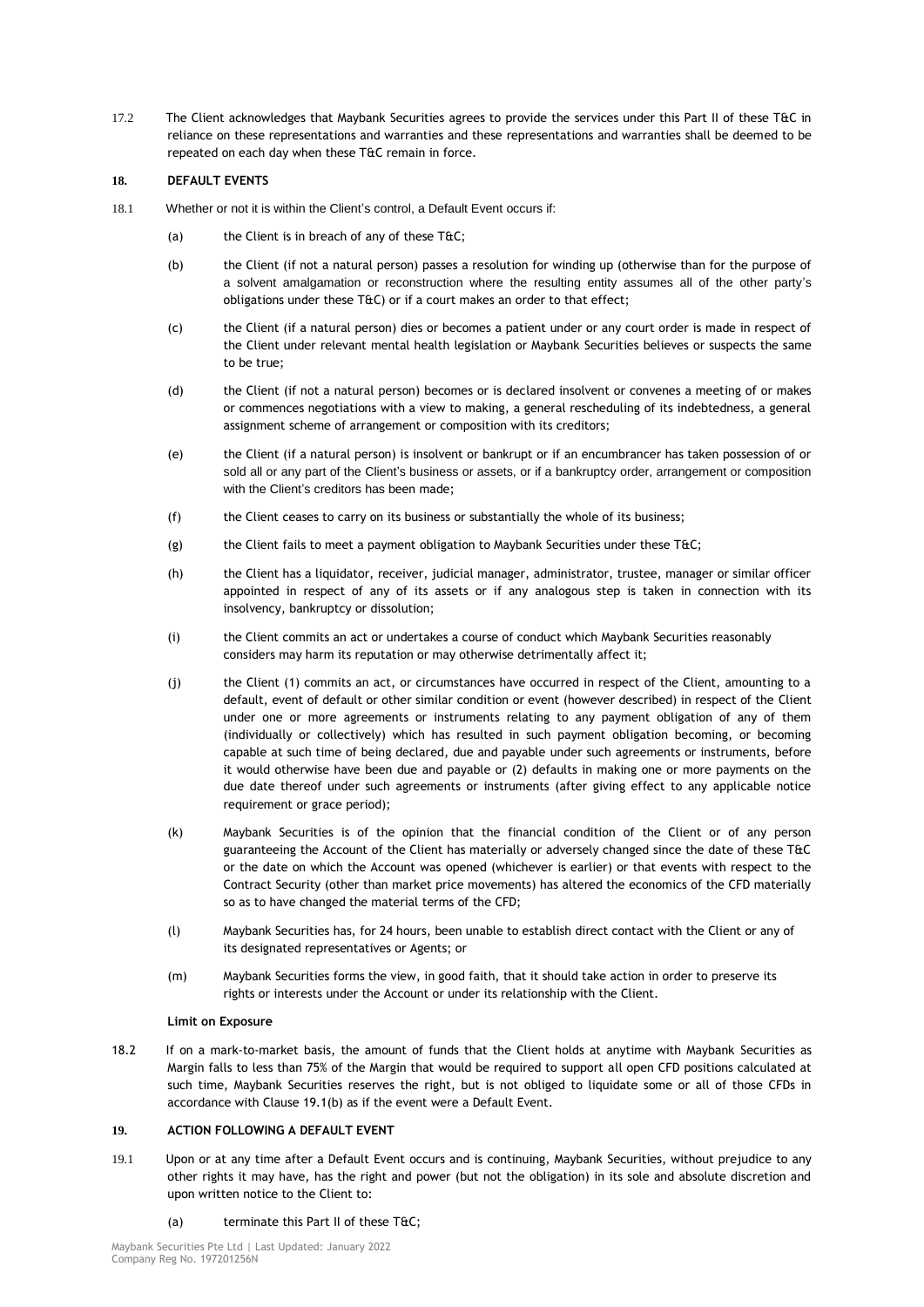17.2 The Client acknowledges that Maybank Securities agrees to provide the services under this Part II of these T&C in reliance on these representations and warranties and these representations and warranties shall be deemed to be repeated on each day when these T&C remain in force.

## 18. DEFAULT EVENTS

18.1 Whether or not it is within the Client's control, a Default Event occurs if:

(a) the Client is in breach of any of these T&C;

(b) the Client (if not a natural person) passes a resolution for winding up (otherwise than for the purpose of a solvent amalgamation or reconstruction where the resulting entity assumes all of the other party's obligations under these T&C) or if a court makes an order to that effect;

(c) the Client (if a natural person) dies or becomes a patient under or any court order is made in respect of the Client under relevant mental health legislation or Maybank Securities believes or suspects the same to be true;

(d) the Client (if not a natural person) becomes or is declared insolvent or convenes a meeting of or makes or commences negotiations with a view to making, a general rescheduling of its indebtedness, a general assignment scheme of arrangement or composition with its creditors;

(e) the Client (if a natural person) is insolvent or bankrupt or if an encumbrancer has taken possession of or sold all or any part of the Client's business or assets, or if a bankruptcy order, arrangement or composition with the Client's creditors has been made;

(f) the Client ceases to carry on its business or substantially the whole of its business;

(g) the Client fails to meet a payment obligation to Maybank Securities under these T&C;

(h) the Client has a liquidator, receiver, judicial manager, administrator, trustee, manager or similar officer appointed in respect of any of its assets or if any analogous step is taken in connection with its insolvency, bankruptcy or dissolution;

(i) the Client commits an act or undertakes a course of conduct which Maybank Securities reasonably considers may harm its reputation or may otherwise detrimentally affect it;

(j) the Client (1) commits an act, or circumstances have occurred in respect of the Client, amounting to a default, event of default or other similar condition or event (however described) in respect of the Client under one or more agreements or instruments relating to any payment obligation of any of them (individually or collectively) which has resulted in such payment obligation becoming, or becoming capable at such time of being declared, due and payable under such agreements or instruments, before it would otherwise have been due and payable or (2) defaults in making one or more payments on the due date thereof under such agreements or instruments (after giving effect to any applicable notice requirement or grace period);

(k) Maybank Securities is of the opinion that the financial condition of the Client or of any person guaranteeing the Account of the Client has materially or adversely changed since the date of these T&C or the date on which the Account was opened (whichever is earlier) or that events with respect to the Contract Security (other than market price movements) has altered the economics of the CFD materially so as to have changed the material terms of the CFD;

(l) Maybank Securities has, for 24 hours, been unable to establish direct contact with the Client or any of its designated representatives or Agents; or

(m) Maybank Securities forms the view, in good faith, that it should take action in order to preserve its rights or interests under the Account or under its relationship with the Client.

**Limit on Exposure**

18.2 If on a mark-to-market basis, the amount of funds that the Client holds at anytime with Maybank Securities as Margin falls to less than 75% of the Margin that would be required to support all open CFD positions calculated at such time, Maybank Securities reserves the right, but is not obliged to liquidate some or all of those CFDs in accordance with Clause 19.1(b) as if the event were a Default Event.

## 19. ACTION FOLLOWING A DEFAULT EVENT

19.1 Upon or at any time after a Default Event occurs and is continuing, Maybank Securities, without prejudice to any other rights it may have, has the right and power (but not the obligation) in its sole and absolute discretion and upon written notice to the Client to:

(a) terminate this Part II of these T&C;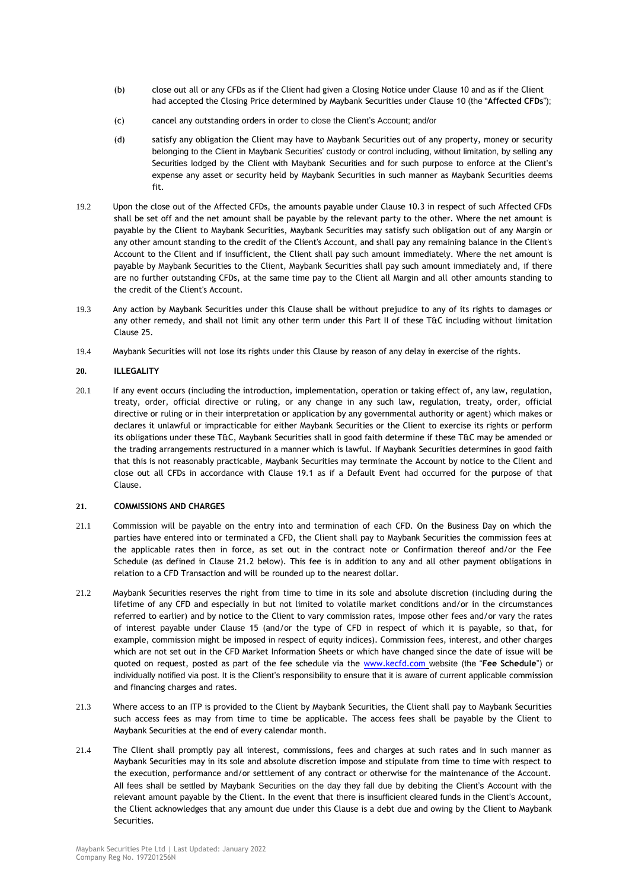(b) close out all or any CFDs as if the Client had given a Closing Notice under Clause 10 and as if the Client had accepted the Closing Price determined by Maybank Securities under Clause 10 (the "**Affected CFDs**");

(c) cancel any outstanding orders in order to close the Client's Account; and/or

(d) satisfy any obligation the Client may have to Maybank Securities out of any property, money or security belonging to the Client in Maybank Securities' custody or control including, without limitation, by selling any Securities lodged by the Client with Maybank Securities and for such purpose to enforce at the Client's expense any asset or security held by Maybank Securities in such manner as Maybank Securities deems fit.

19.2 Upon the close out of the Affected CFDs, the amounts payable under Clause 10.3 in respect of such Affected CFDs shall be set off and the net amount shall be payable by the relevant party to the other. Where the net amount is payable by the Client to Maybank Securities, Maybank Securities may satisfy such obligation out of any Margin or any other amount standing to the credit of the Client's Account, and shall pay any remaining balance in the Client's Account to the Client and if insufficient, the Client shall pay such amount immediately. Where the net amount is payable by Maybank Securities to the Client, Maybank Securities shall pay such amount immediately and, if there are no further outstanding CFDs, at the same time pay to the Client all Margin and all other amounts standing to the credit of the Client's Account.

19.3 Any action by Maybank Securities under this Clause shall be without prejudice to any of its rights to damages or any other remedy, and shall not limit any other term under this Part II of these T&C including without limitation Clause 25.

19.4 Maybank Securities will not lose its rights under this Clause by reason of any delay in exercise of the rights.

## 20. ILLEGALITY

20.1 If any event occurs (including the introduction, implementation, operation or taking effect of, any law, regulation, treaty, order, official directive or ruling, or any change in any such law, regulation, treaty, order, official directive or ruling or in their interpretation or application by any governmental authority or agent) which makes or declares it unlawful or impracticable for either Maybank Securities or the Client to exercise its rights or perform its obligations under these T&C, Maybank Securities shall in good faith determine if these T&C may be amended or the trading arrangements restructured in a manner which is lawful. If Maybank Securities determines in good faith that this is not reasonably practicable, Maybank Securities may terminate the Account by notice to the Client and close out all CFDs in accordance with Clause 19.1 as if a Default Event had occurred for the purpose of that Clause.

## 21. COMMISSIONS AND CHARGES

21.1 Commission will be payable on the entry into and termination of each CFD. On the Business Day on which the parties have entered into or terminated a CFD, the Client shall pay to Maybank Securities the commission fees at the applicable rates then in force, as set out in the contract note or Confirmation thereof and/or the Fee Schedule (as defined in Clause 21.2 below). This fee is in addition to any and all other payment obligations in relation to a CFD Transaction and will be rounded up to the nearest dollar.

21.2 Maybank Securities reserves the right from time to time in its sole and absolute discretion (including during the lifetime of any CFD and especially in but not limited to volatile market conditions and/or in the circumstances referred to earlier) and by notice to the Client to vary commission rates, impose other fees and/or vary the rates of interest payable under Clause 15 (and/or the type of CFD in respect of which it is payable, so that, for example, commission might be imposed in respect of equity indices). Commission fees, interest, and other charges which are not set out in the CFD Market Information Sheets or which have changed since the date of issue will be quoted on request, posted as part of the fee schedule via the www.kecfd.com website (the "**Fee Schedule**") or individually notified via post. It is the Client's responsibility to ensure that it is aware of current applicable commission and financing charges and rates.

21.3 Where access to an ITP is provided to the Client by Maybank Securities, the Client shall pay to Maybank Securities such access fees as may from time to time be applicable. The access fees shall be payable by the Client to Maybank Securities at the end of every calendar month.

21.4 The Client shall promptly pay all interest, commissions, fees and charges at such rates and in such manner as Maybank Securities may in its sole and absolute discretion impose and stipulate from time to time with respect to the execution, performance and/or settlement of any contract or otherwise for the maintenance of the Account. All fees shall be settled by Maybank Securities on the day they fall due by debiting the Client's Account with the relevant amount payable by the Client. In the event that there is insufficient cleared funds in the Client's Account, the Client acknowledges that any amount due under this Clause is a debt due and owing by the Client to Maybank Securities.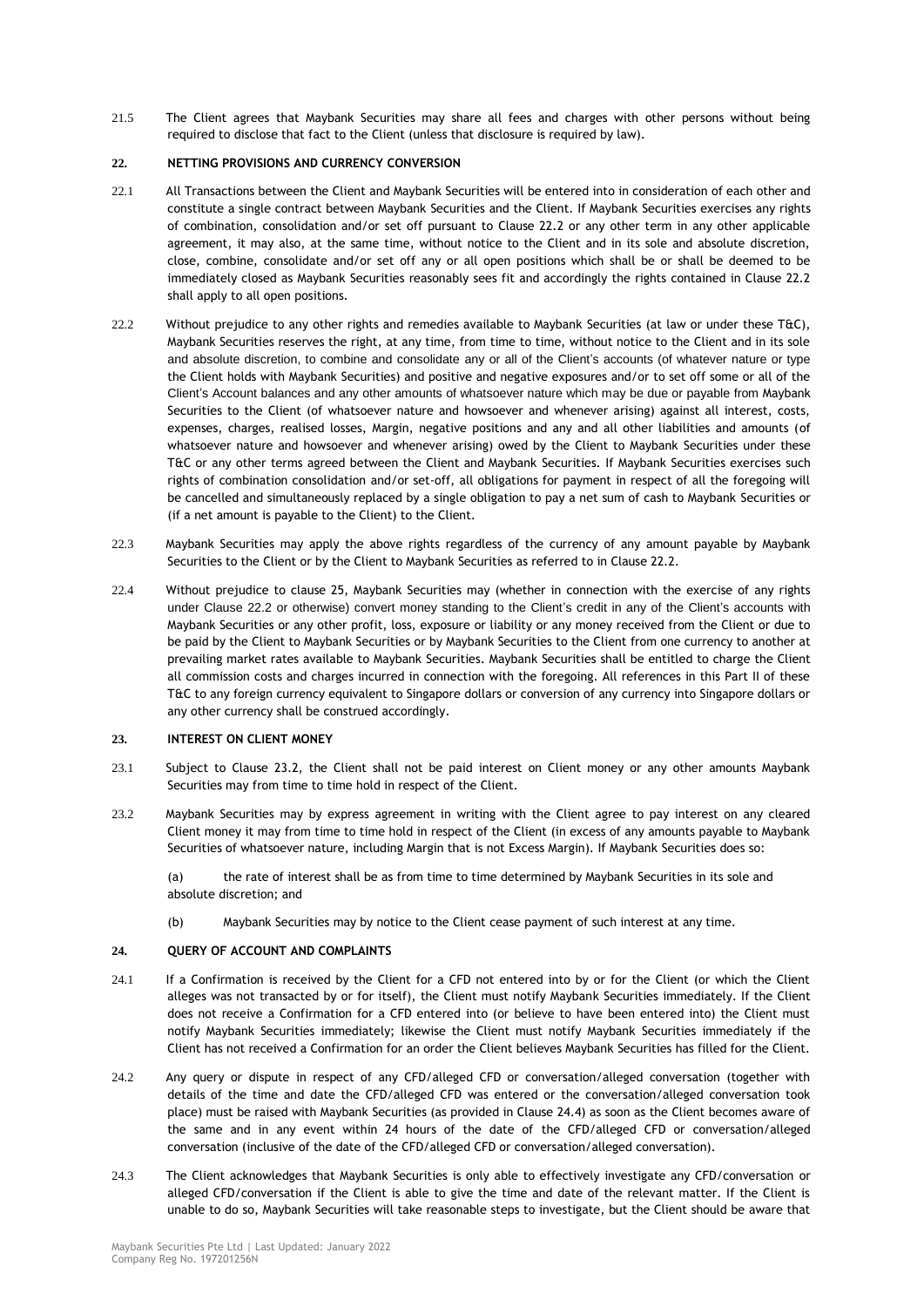21.5 The Client agrees that Maybank Securities may share all fees and charges with other persons without being required to disclose that fact to the Client (unless that disclosure is required by law).

## 22. NETTING PROVISIONS AND CURRENCY CONVERSION

22.1 All Transactions between the Client and Maybank Securities will be entered into in consideration of each other and constitute a single contract between Maybank Securities and the Client. If Maybank Securities exercises any rights of combination, consolidation and/or set off pursuant to Clause 22.2 or any other term in any other applicable agreement, it may also, at the same time, without notice to the Client and in its sole and absolute discretion, close, combine, consolidate and/or set off any or all open positions which shall be or shall be deemed to be immediately closed as Maybank Securities reasonably sees fit and accordingly the rights contained in Clause 22.2 shall apply to all open positions.

22.2 Without prejudice to any other rights and remedies available to Maybank Securities (at law or under these T&C), Maybank Securities reserves the right, at any time, from time to time, without notice to the Client and in its sole and absolute discretion, to combine and consolidate any or all of the Client's accounts (of whatever nature or type the Client holds with Maybank Securities) and positive and negative exposures and/or to set off some or all of the Client's Account balances and any other amounts of whatsoever nature which may be due or payable from Maybank Securities to the Client (of whatsoever nature and howsoever and whenever arising) against all interest, costs, expenses, charges, realised losses, Margin, negative positions and any and all other liabilities and amounts (of whatsoever nature and howsoever and whenever arising) owed by the Client to Maybank Securities under these T&C or any other terms agreed between the Client and Maybank Securities. If Maybank Securities exercises such rights of combination consolidation and/or set-off, all obligations for payment in respect of all the foregoing will be cancelled and simultaneously replaced by a single obligation to pay a net sum of cash to Maybank Securities or (if a net amount is payable to the Client) to the Client.

22.3 Maybank Securities may apply the above rights regardless of the currency of any amount payable by Maybank Securities to the Client or by the Client to Maybank Securities as referred to in Clause 22.2.

22.4 Without prejudice to clause 25, Maybank Securities may (whether in connection with the exercise of any rights under Clause 22.2 or otherwise) convert money standing to the Client's credit in any of the Client's accounts with Maybank Securities or any other profit, loss, exposure or liability or any money received from the Client or due to be paid by the Client to Maybank Securities or by Maybank Securities to the Client from one currency to another at prevailing market rates available to Maybank Securities. Maybank Securities shall be entitled to charge the Client all commission costs and charges incurred in connection with the foregoing. All references in this Part II of these T&C to any foreign currency equivalent to Singapore dollars or conversion of any currency into Singapore dollars or any other currency shall be construed accordingly.

## 23. INTEREST ON CLIENT MONEY

23.1 Subject to Clause 23.2, the Client shall not be paid interest on Client money or any other amounts Maybank Securities may from time to time hold in respect of the Client.

23.2 Maybank Securities may by express agreement in writing with the Client agree to pay interest on any cleared Client money it may from time to time hold in respect of the Client (in excess of any amounts payable to Maybank Securities of whatsoever nature, including Margin that is not Excess Margin). If Maybank Securities does so:

(a) the rate of interest shall be as from time to time determined by Maybank Securities in its sole and absolute discretion; and

(b) Maybank Securities may by notice to the Client cease payment of such interest at any time.

## 24. QUERY OF ACCOUNT AND COMPLAINTS

24.1 If a Confirmation is received by the Client for a CFD not entered into by or for the Client (or which the Client alleges was not transacted by or for itself), the Client must notify Maybank Securities immediately. If the Client does not receive a Confirmation for a CFD entered into (or believe to have been entered into) the Client must notify Maybank Securities immediately; likewise the Client must notify Maybank Securities immediately if the Client has not received a Confirmation for an order the Client believes Maybank Securities has filled for the Client.

24.2 Any query or dispute in respect of any CFD/alleged CFD or conversation/alleged conversation (together with details of the time and date the CFD/alleged CFD was entered or the conversation/alleged conversation took place) must be raised with Maybank Securities (as provided in Clause 24.4) as soon as the Client becomes aware of the same and in any event within 24 hours of the date of the CFD/alleged CFD or conversation/alleged conversation (inclusive of the date of the CFD/alleged CFD or conversation/alleged conversation).

24.3 The Client acknowledges that Maybank Securities is only able to effectively investigate any CFD/conversation or alleged CFD/conversation if the Client is able to give the time and date of the relevant matter. If the Client is unable to do so, Maybank Securities will take reasonable steps to investigate, but the Client should be aware that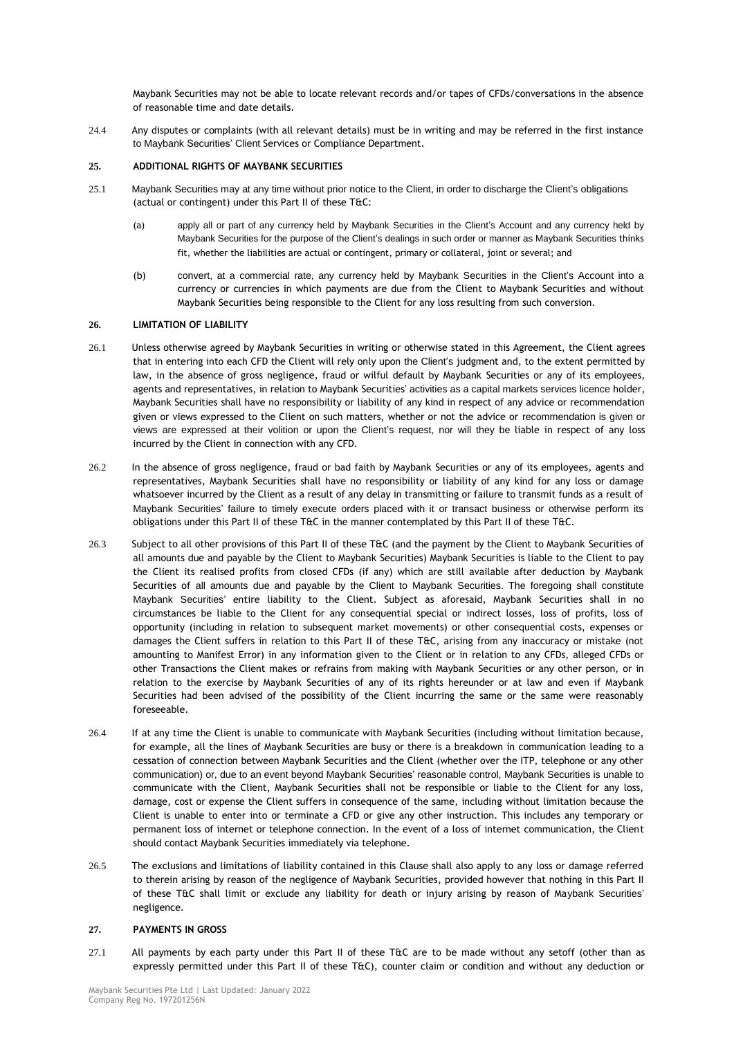Maybank Securities may not be able to locate relevant records and/or tapes of CFDs/conversations in the absence of reasonable time and date details.

24.4 Any disputes or complaints (with all relevant details) must be in writing and may be referred in the first instance to Maybank Securities' Client Services or Compliance Department.

## 25. ADDITIONAL RIGHTS OF MAYBANK SECURITIES

25.1 Maybank Securities may at any time without prior notice to the Client, in order to discharge the Client's obligations (actual or contingent) under this Part II of these T&C:

(a) apply all or part of any currency held by Maybank Securities in the Client's Account and any currency held by Maybank Securities for the purpose of the Client's dealings in such order or manner as Maybank Securities thinks fit, whether the liabilities are actual or contingent, primary or collateral, joint or several; and

(b) convert, at a commercial rate, any currency held by Maybank Securities in the Client's Account into a currency or currencies in which payments are due from the Client to Maybank Securities and without Maybank Securities being responsible to the Client for any loss resulting from such conversion.

## 26. LIMITATION OF LIABILITY

26.1 Unless otherwise agreed by Maybank Securities in writing or otherwise stated in this Agreement, the Client agrees that in entering into each CFD the Client will rely only upon the Client's judgment and, to the extent permitted by law, in the absence of gross negligence, fraud or wilful default by Maybank Securities or any of its employees, agents and representatives, in relation to Maybank Securities' activities as a capital markets services licence holder, Maybank Securities shall have no responsibility or liability of any kind in respect of any advice or recommendation given or views expressed to the Client on such matters, whether or not the advice or recommendation is given or views are expressed at their volition or upon the Client's request, nor will they be liable in respect of any loss incurred by the Client in connection with any CFD.

26.2 In the absence of gross negligence, fraud or bad faith by Maybank Securities or any of its employees, agents and representatives, Maybank Securities shall have no responsibility or liability of any kind for any loss or damage whatsoever incurred by the Client as a result of any delay in transmitting or failure to transmit funds as a result of Maybank Securities' failure to timely execute orders placed with it or transact business or otherwise perform its obligations under this Part II of these T&C in the manner contemplated by this Part II of these T&C.

26.3 Subject to all other provisions of this Part II of these T&C (and the payment by the Client to Maybank Securities of all amounts due and payable by the Client to Maybank Securities) Maybank Securities is liable to the Client to pay the Client its realised profits from closed CFDs (if any) which are still available after deduction by Maybank Securities of all amounts due and payable by the Client to Maybank Securities. The foregoing shall constitute Maybank Securities' entire liability to the Client. Subject as aforesaid, Maybank Securities shall in no circumstances be liable to the Client for any consequential special or indirect losses, loss of profits, loss of opportunity (including in relation to subsequent market movements) or other consequential costs, expenses or damages the Client suffers in relation to this Part II of these T&C, arising from any inaccuracy or mistake (not amounting to Manifest Error) in any information given to the Client or in relation to any CFDs, alleged CFDs or other Transactions the Client makes or refrains from making with Maybank Securities or any other person, or in relation to the exercise by Maybank Securities of any of its rights hereunder or at law and even if Maybank Securities had been advised of the possibility of the Client incurring the same or the same were reasonably foreseeable.

26.4 If at any time the Client is unable to communicate with Maybank Securities (including without limitation because, for example, all the lines of Maybank Securities are busy or there is a breakdown in communication leading to a cessation of connection between Maybank Securities and the Client (whether over the ITP, telephone or any other communication) or, due to an event beyond Maybank Securities' reasonable control, Maybank Securities is unable to communicate with the Client, Maybank Securities shall not be responsible or liable to the Client for any loss, damage, cost or expense the Client suffers in consequence of the same, including without limitation because the Client is unable to enter into or terminate a CFD or give any other instruction. This includes any temporary or permanent loss of internet or telephone connection. In the event of a loss of internet communication, the Client should contact Maybank Securities immediately via telephone.

26.5 The exclusions and limitations of liability contained in this Clause shall also apply to any loss or damage referred to therein arising by reason of the negligence of Maybank Securities, provided however that nothing in this Part II of these T&C shall limit or exclude any liability for death or injury arising by reason of Maybank Securities' negligence.

## 27. PAYMENTS IN GROSS

27.1 All payments by each party under this Part II of these T&C are to be made without any setoff (other than as expressly permitted under this Part II of these T&C), counter claim or condition and without any deduction or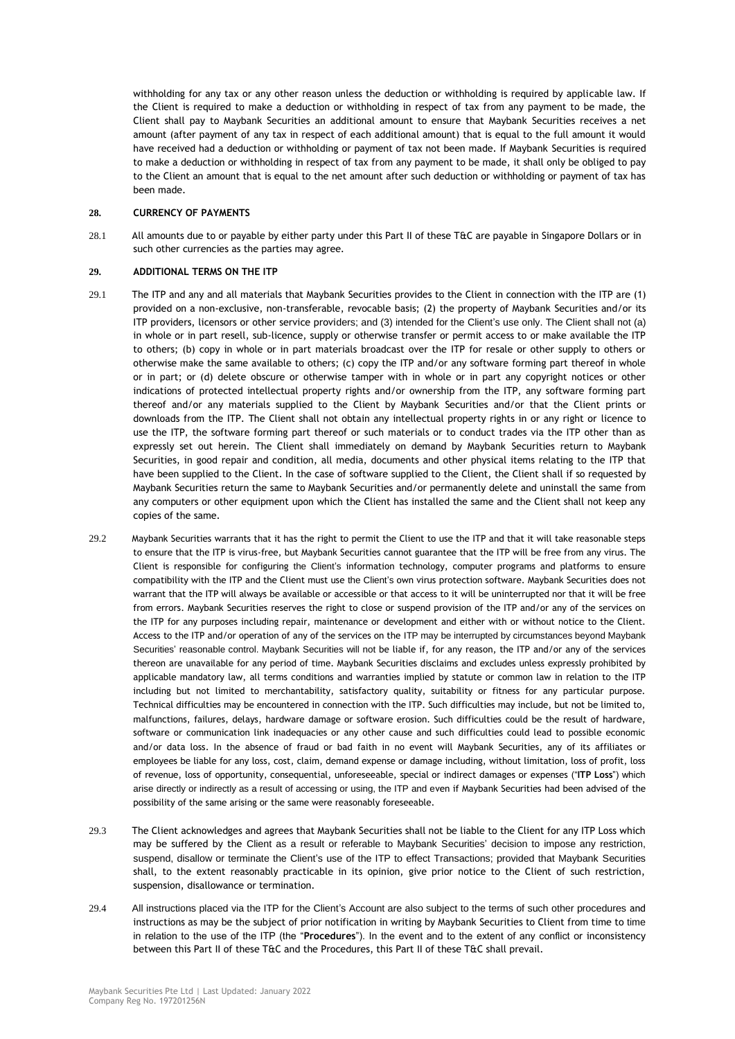withholding for any tax or any other reason unless the deduction or withholding is required by applicable law. If the Client is required to make a deduction or withholding in respect of tax from any payment to be made, the Client shall pay to Maybank Securities an additional amount to ensure that Maybank Securities receives a net amount (after payment of any tax in respect of each additional amount) that is equal to the full amount it would have received had a deduction or withholding or payment of tax not been made. If Maybank Securities is required to make a deduction or withholding in respect of tax from any payment to be made, it shall only be obliged to pay to the Client an amount that is equal to the net amount after such deduction or withholding or payment of tax has been made.

**28. CURRENCY OF PAYMENTS**

28.1 All amounts due to or payable by either party under this Part II of these T&C are payable in Singapore Dollars or in such other currencies as the parties may agree.

**29. ADDITIONAL TERMS ON THE ITP**

29.1 The ITP and any and all materials that Maybank Securities provides to the Client in connection with the ITP are (1) provided on a non-exclusive, non-transferable, revocable basis; (2) the property of Maybank Securities and/or its ITP providers, licensors or other service providers; and (3) intended for the Client's use only. The Client shall not (a) in whole or in part resell, sub-licence, supply or otherwise transfer or permit access to or make available the ITP to others; (b) copy in whole or in part materials broadcast over the ITP for resale or other supply to others or otherwise make the same available to others; (c) copy the ITP and/or any software forming part thereof in whole or in part; or (d) delete obscure or otherwise tamper with in whole or in part any copyright notices or other indications of protected intellectual property rights and/or ownership from the ITP, any software forming part thereof and/or any materials supplied to the Client by Maybank Securities and/or that the Client prints or downloads from the ITP. The Client shall not obtain any intellectual property rights in or any right or licence to use the ITP, the software forming part thereof or such materials or to conduct trades via the ITP other than as expressly set out herein. The Client shall immediately on demand by Maybank Securities return to Maybank Securities, in good repair and condition, all media, documents and other physical items relating to the ITP that have been supplied to the Client. In the case of software supplied to the Client, the Client shall if so requested by Maybank Securities return the same to Maybank Securities and/or permanently delete and uninstall the same from any computers or other equipment upon which the Client has installed the same and the Client shall not keep any copies of the same.

29.2 Maybank Securities warrants that it has the right to permit the Client to use the ITP and that it will take reasonable steps to ensure that the ITP is virus-free, but Maybank Securities cannot guarantee that the ITP will be free from any virus. The Client is responsible for configuring the Client's information technology, computer programs and platforms to ensure compatibility with the ITP and the Client must use the Client's own virus protection software. Maybank Securities does not warrant that the ITP will always be available or accessible or that access to it will be uninterrupted nor that it will be free from errors. Maybank Securities reserves the right to close or suspend provision of the ITP and/or any of the services on the ITP for any purposes including repair, maintenance or development and either with or without notice to the Client. Access to the ITP and/or operation of any of the services on the ITP may be interrupted by circumstances beyond Maybank Securities' reasonable control. Maybank Securities will not be liable if, for any reason, the ITP and/or any of the services thereon are unavailable for any period of time. Maybank Securities disclaims and excludes unless expressly prohibited by applicable mandatory law, all terms conditions and warranties implied by statute or common law in relation to the ITP including but not limited to merchantability, satisfactory quality, suitability or fitness for any particular purpose. Technical difficulties may be encountered in connection with the ITP. Such difficulties may include, but not be limited to, malfunctions, failures, delays, hardware damage or software erosion. Such difficulties could be the result of hardware, software or communication link inadequacies or any other cause and such difficulties could lead to possible economic and/or data loss. In the absence of fraud or bad faith in no event will Maybank Securities, any of its affiliates or employees be liable for any loss, cost, claim, demand expense or damage including, without limitation, loss of profit, loss of revenue, loss of opportunity, consequential, unforeseeable, special or indirect damages or expenses ("**ITP Loss**") which arise directly or indirectly as a result of accessing or using, the ITP and even if Maybank Securities had been advised of the possibility of the same arising or the same were reasonably foreseeable.

29.3 The Client acknowledges and agrees that Maybank Securities shall not be liable to the Client for any ITP Loss which may be suffered by the Client as a result or referable to Maybank Securities' decision to impose any restriction, suspend, disallow or terminate the Client's use of the ITP to effect Transactions; provided that Maybank Securities shall, to the extent reasonably practicable in its opinion, give prior notice to the Client of such restriction, suspension, disallowance or termination.

29.4 All instructions placed via the ITP for the Client's Account are also subject to the terms of such other procedures and instructions as may be the subject of prior notification in writing by Maybank Securities to Client from time to time in relation to the use of the ITP (the "**Procedures**"). In the event and to the extent of any conflict or inconsistency between this Part II of these T&C and the Procedures, this Part II of these T&C shall prevail.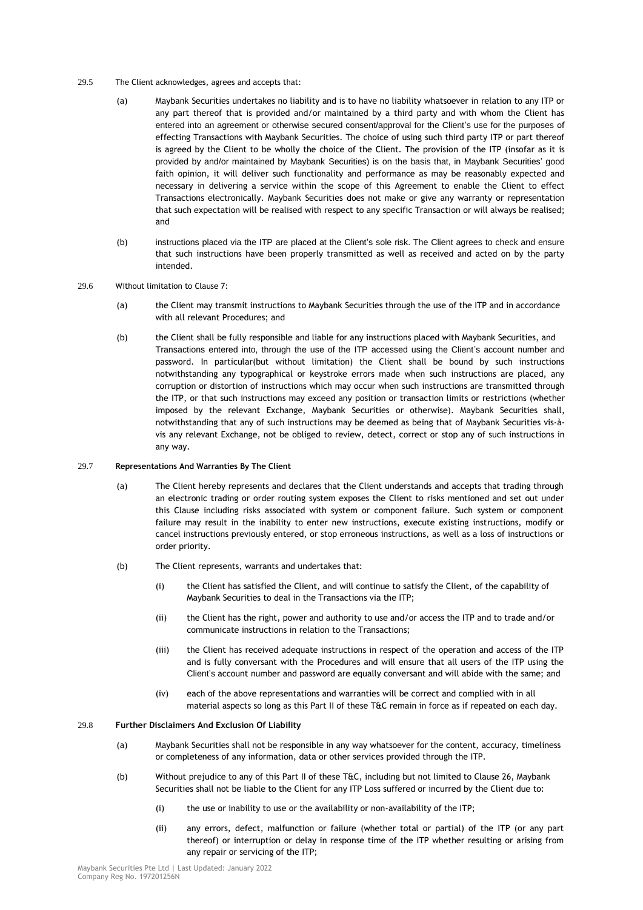29.5 The Client acknowledges, agrees and accepts that:

(a) Maybank Securities undertakes no liability and is to have no liability whatsoever in relation to any ITP or any part thereof that is provided and/or maintained by a third party and with whom the Client has entered into an agreement or otherwise secured consent/approval for the Client's use for the purposes of effecting Transactions with Maybank Securities. The choice of using such third party ITP or part thereof is agreed by the Client to be wholly the choice of the Client. The provision of the ITP (insofar as it is provided by and/or maintained by Maybank Securities) is on the basis that, in Maybank Securities' good faith opinion, it will deliver such functionality and performance as may be reasonably expected and necessary in delivering a service within the scope of this Agreement to enable the Client to effect Transactions electronically. Maybank Securities does not make or give any warranty or representation that such expectation will be realised with respect to any specific Transaction or will always be realised; and

(b) instructions placed via the ITP are placed at the Client's sole risk. The Client agrees to check and ensure that such instructions have been properly transmitted as well as received and acted on by the party intended.

29.6 Without limitation to Clause 7:

(a) the Client may transmit instructions to Maybank Securities through the use of the ITP and in accordance with all relevant Procedures; and

(b) the Client shall be fully responsible and liable for any instructions placed with Maybank Securities, and Transactions entered into, through the use of the ITP accessed using the Client's account number and password. In particular(but without limitation) the Client shall be bound by such instructions notwithstanding any typographical or keystroke errors made when such instructions are placed, any corruption or distortion of instructions which may occur when such instructions are transmitted through the ITP, or that such instructions may exceed any position or transaction limits or restrictions (whether imposed by the relevant Exchange, Maybank Securities or otherwise). Maybank Securities shall, notwithstanding that any of such instructions may be deemed as being that of Maybank Securities vis-à-vis any relevant Exchange, not be obliged to review, detect, correct or stop any of such instructions in any way.

29.7 **Representations And Warranties By The Client**

(a) The Client hereby represents and declares that the Client understands and accepts that trading through an electronic trading or order routing system exposes the Client to risks mentioned and set out under this Clause including risks associated with system or component failure. Such system or component failure may result in the inability to enter new instructions, execute existing instructions, modify or cancel instructions previously entered, or stop erroneous instructions, as well as a loss of instructions or order priority.

(b) The Client represents, warrants and undertakes that:

(i) the Client has satisfied the Client, and will continue to satisfy the Client, of the capability of Maybank Securities to deal in the Transactions via the ITP;

(ii) the Client has the right, power and authority to use and/or access the ITP and to trade and/or communicate instructions in relation to the Transactions;

(iii) the Client has received adequate instructions in respect of the operation and access of the ITP and is fully conversant with the Procedures and will ensure that all users of the ITP using the Client's account number and password are equally conversant and will abide with the same; and

(iv) each of the above representations and warranties will be correct and complied with in all material aspects so long as this Part II of these T&C remain in force as if repeated on each day.

29.8 **Further Disclaimers And Exclusion Of Liability**

(a) Maybank Securities shall not be responsible in any way whatsoever for the content, accuracy, timeliness or completeness of any information, data or other services provided through the ITP.

(b) Without prejudice to any of this Part II of these T&C, including but not limited to Clause 26, Maybank Securities shall not be liable to the Client for any ITP Loss suffered or incurred by the Client due to:

(i) the use or inability to use or the availability or non-availability of the ITP;

(ii) any errors, defect, malfunction or failure (whether total or partial) of the ITP (or any part thereof) or interruption or delay in response time of the ITP whether resulting or arising from any repair or servicing of the ITP;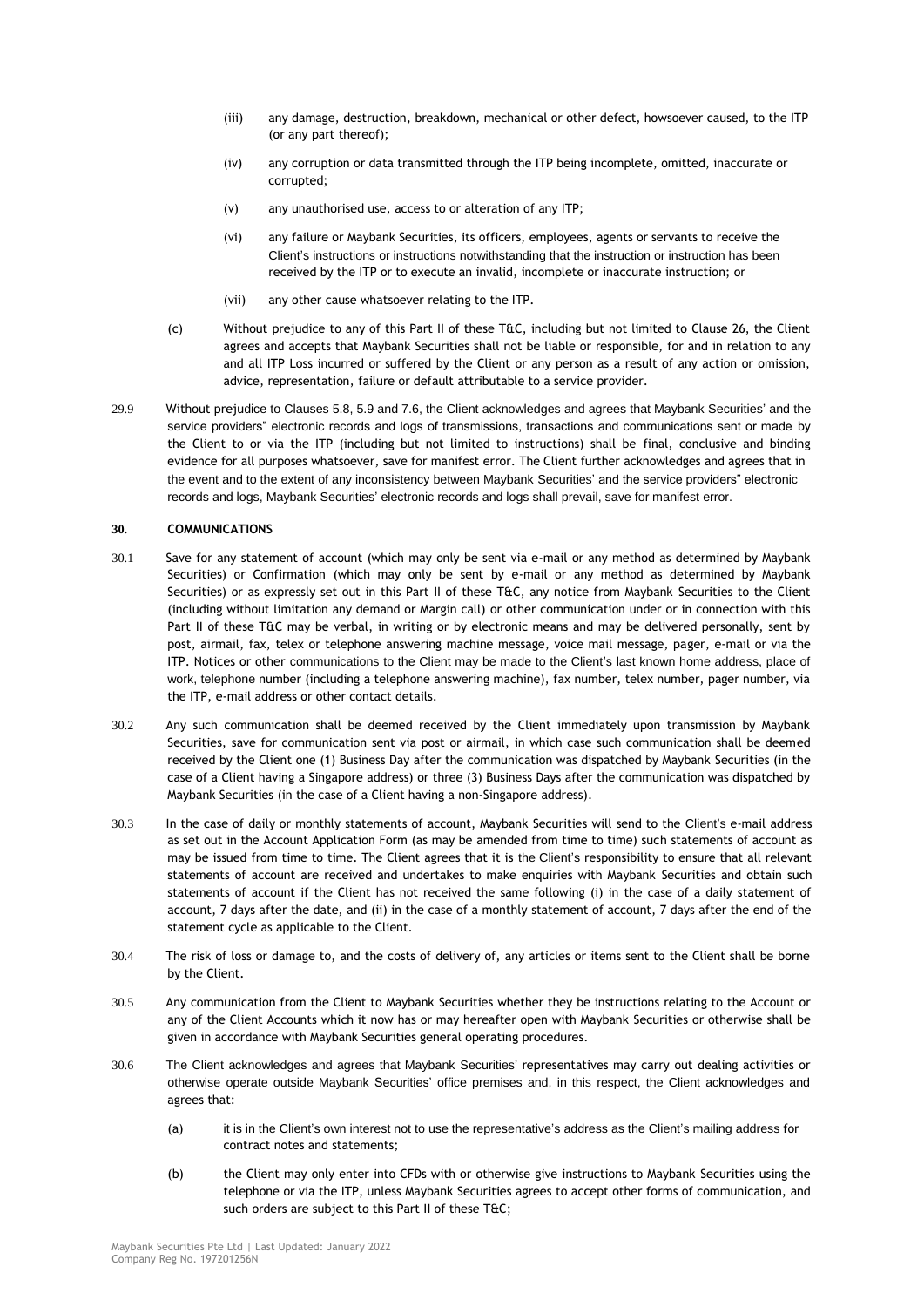(iii) any damage, destruction, breakdown, mechanical or other defect, howsoever caused, to the ITP (or any part thereof);

(iv) any corruption or data transmitted through the ITP being incomplete, omitted, inaccurate or corrupted;

(v) any unauthorised use, access to or alteration of any ITP;

(vi) any failure or Maybank Securities, its officers, employees, agents or servants to receive the Client's instructions or instructions notwithstanding that the instruction or instruction has been received by the ITP or to execute an invalid, incomplete or inaccurate instruction; or

(vii) any other cause whatsoever relating to the ITP.

(c) Without prejudice to any of this Part II of these T&C, including but not limited to Clause 26, the Client agrees and accepts that Maybank Securities shall not be liable or responsible, for and in relation to any and all ITP Loss incurred or suffered by the Client or any person as a result of any action or omission, advice, representation, failure or default attributable to a service provider.

29.9 Without prejudice to Clauses 5.8, 5.9 and 7.6, the Client acknowledges and agrees that Maybank Securities' and the service providers" electronic records and logs of transmissions, transactions and communications sent or made by the Client to or via the ITP (including but not limited to instructions) shall be final, conclusive and binding evidence for all purposes whatsoever, save for manifest error. The Client further acknowledges and agrees that in the event and to the extent of any inconsistency between Maybank Securities' and the service providers" electronic records and logs, Maybank Securities' electronic records and logs shall prevail, save for manifest error.

## 30. COMMUNICATIONS

30.1 Save for any statement of account (which may only be sent via e-mail or any method as determined by Maybank Securities) or Confirmation (which may only be sent by e-mail or any method as determined by Maybank Securities) or as expressly set out in this Part II of these T&C, any notice from Maybank Securities to the Client (including without limitation any demand or Margin call) or other communication under or in connection with this Part II of these T&C may be verbal, in writing or by electronic means and may be delivered personally, sent by post, airmail, fax, telex or telephone answering machine message, voice mail message, pager, e-mail or via the ITP. Notices or other communications to the Client may be made to the Client's last known home address, place of work, telephone number (including a telephone answering machine), fax number, telex number, pager number, via the ITP, e-mail address or other contact details.

30.2 Any such communication shall be deemed received by the Client immediately upon transmission by Maybank Securities, save for communication sent via post or airmail, in which case such communication shall be deemed received by the Client one (1) Business Day after the communication was dispatched by Maybank Securities (in the case of a Client having a Singapore address) or three (3) Business Days after the communication was dispatched by Maybank Securities (in the case of a Client having a non-Singapore address).

30.3 In the case of daily or monthly statements of account, Maybank Securities will send to the Client's e-mail address as set out in the Account Application Form (as may be amended from time to time) such statements of account as may be issued from time to time. The Client agrees that it is the Client's responsibility to ensure that all relevant statements of account are received and undertakes to make enquiries with Maybank Securities and obtain such statements of account if the Client has not received the same following (i) in the case of a daily statement of account, 7 days after the date, and (ii) in the case of a monthly statement of account, 7 days after the end of the statement cycle as applicable to the Client.

30.4 The risk of loss or damage to, and the costs of delivery of, any articles or items sent to the Client shall be borne by the Client.

30.5 Any communication from the Client to Maybank Securities whether they be instructions relating to the Account or any of the Client Accounts which it now has or may hereafter open with Maybank Securities or otherwise shall be given in accordance with Maybank Securities general operating procedures.

30.6 The Client acknowledges and agrees that Maybank Securities' representatives may carry out dealing activities or otherwise operate outside Maybank Securities' office premises and, in this respect, the Client acknowledges and agrees that:

(a) it is in the Client's own interest not to use the representative's address as the Client's mailing address for contract notes and statements;

(b) the Client may only enter into CFDs with or otherwise give instructions to Maybank Securities using the telephone or via the ITP, unless Maybank Securities agrees to accept other forms of communication, and such orders are subject to this Part II of these T&C;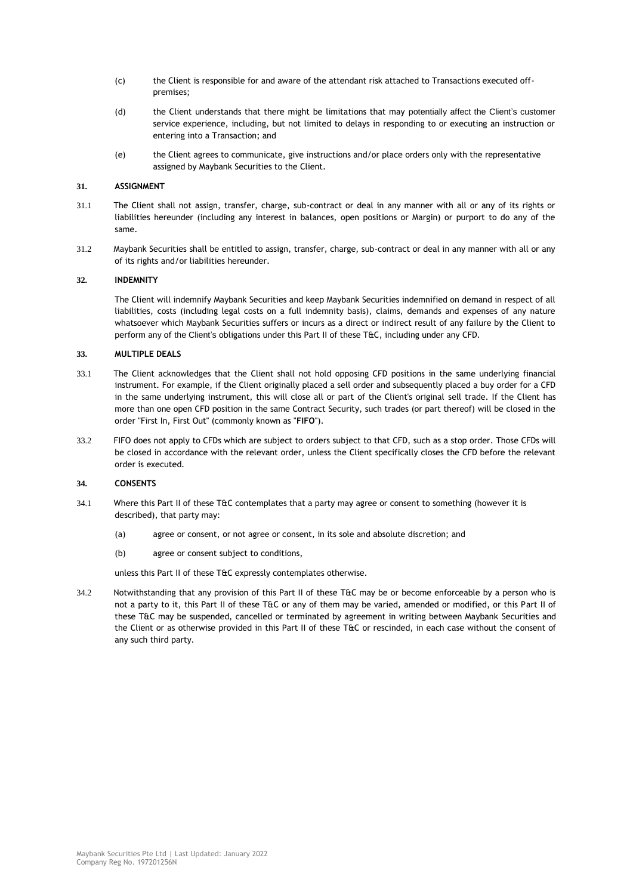(c) the Client is responsible for and aware of the attendant risk attached to Transactions executed off-premises;

(d) the Client understands that there might be limitations that may potentially affect the Client's customer service experience, including, but not limited to delays in responding to or executing an instruction or entering into a Transaction; and

(e) the Client agrees to communicate, give instructions and/or place orders only with the representative assigned by Maybank Securities to the Client.

## 31. ASSIGNMENT

31.1 The Client shall not assign, transfer, charge, sub-contract or deal in any manner with all or any of its rights or liabilities hereunder (including any interest in balances, open positions or Margin) or purport to do any of the same.

31.2 Maybank Securities shall be entitled to assign, transfer, charge, sub-contract or deal in any manner with all or any of its rights and/or liabilities hereunder.

## 32. INDEMNITY

The Client will indemnify Maybank Securities and keep Maybank Securities indemnified on demand in respect of all liabilities, costs (including legal costs on a full indemnity basis), claims, demands and expenses of any nature whatsoever which Maybank Securities suffers or incurs as a direct or indirect result of any failure by the Client to perform any of the Client's obligations under this Part II of these T&C, including under any CFD.

## 33. MULTIPLE DEALS

33.1 The Client acknowledges that the Client shall not hold opposing CFD positions in the same underlying financial instrument. For example, if the Client originally placed a sell order and subsequently placed a buy order for a CFD in the same underlying instrument, this will close all or part of the Client's original sell trade. If the Client has more than one open CFD position in the same Contract Security, such trades (or part thereof) will be closed in the order "First In, First Out" (commonly known as "**FIFO**").

33.2 FIFO does not apply to CFDs which are subject to orders subject to that CFD, such as a stop order. Those CFDs will be closed in accordance with the relevant order, unless the Client specifically closes the CFD before the relevant order is executed.

## 34. CONSENTS

34.1 Where this Part II of these T&C contemplates that a party may agree or consent to something (however it is described), that party may:

(a) agree or consent, or not agree or consent, in its sole and absolute discretion; and

(b) agree or consent subject to conditions,

unless this Part II of these T&C expressly contemplates otherwise.

34.2 Notwithstanding that any provision of this Part II of these T&C may be or become enforceable by a person who is not a party to it, this Part II of these T&C or any of them may be varied, amended or modified, or this Part II of these T&C may be suspended, cancelled or terminated by agreement in writing between Maybank Securities and the Client or as otherwise provided in this Part II of these T&C or rescinded, in each case without the consent of any such third party.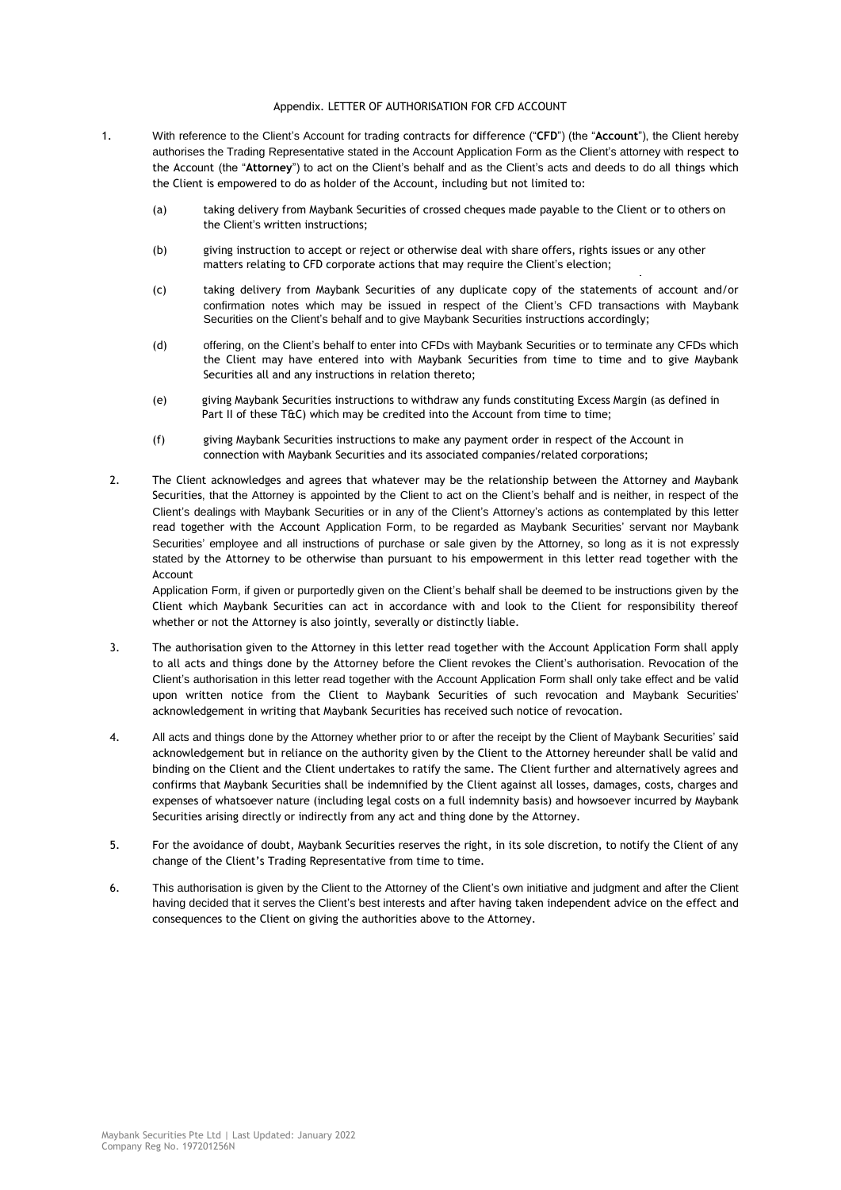## Appendix. LETTER OF AUTHORISATION FOR CFD ACCOUNT

1. With reference to the Client's Account for trading contracts for difference ("**CFD**") (the "**Account**"), the Client hereby authorises the Trading Representative stated in the Account Application Form as the Client's attorney with respect to the Account (the "**Attorney**") to act on the Client's behalf and as the Client's acts and deeds to do all things which the Client is empowered to do as holder of the Account, including but not limited to:

   (a) taking delivery from Maybank Securities of crossed cheques made payable to the Client or to others on the Client's written instructions;

   (b) giving instruction to accept or reject or otherwise deal with share offers, rights issues or any other matters relating to CFD corporate actions that may require the Client's election;

   (c) taking delivery from Maybank Securities of any duplicate copy of the statements of account and/or confirmation notes which may be issued in respect of the Client's CFD transactions with Maybank Securities on the Client's behalf and to give Maybank Securities instructions accordingly;

   (d) offering, on the Client's behalf to enter into CFDs with Maybank Securities or to terminate any CFDs which the Client may have entered into with Maybank Securities from time to time and to give Maybank Securities all and any instructions in relation thereto;

   (e) giving Maybank Securities instructions to withdraw any funds constituting Excess Margin (as defined in Part II of these T&C) which may be credited into the Account from time to time;

   (f) giving Maybank Securities instructions to make any payment order in respect of the Account in connection with Maybank Securities and its associated companies/related corporations;

2. The Client acknowledges and agrees that whatever may be the relationship between the Attorney and Maybank Securities, that the Attorney is appointed by the Client to act on the Client's behalf and is neither, in respect of the Client's dealings with Maybank Securities or in any of the Client's Attorney's actions as contemplated by this letter read together with the Account Application Form, to be regarded as Maybank Securities' servant nor Maybank Securities' employee and all instructions of purchase or sale given by the Attorney, so long as it is not expressly stated by the Attorney to be otherwise than pursuant to his empowerment in this letter read together with the Account

   Application Form, if given or purportedly given on the Client's behalf shall be deemed to be instructions given by the Client which Maybank Securities can act in accordance with and look to the Client for responsibility thereof whether or not the Attorney is also jointly, severally or distinctly liable.

3. The authorisation given to the Attorney in this letter read together with the Account Application Form shall apply to all acts and things done by the Attorney before the Client revokes the Client's authorisation. Revocation of the Client's authorisation in this letter read together with the Account Application Form shall only take effect and be valid upon written notice from the Client to Maybank Securities of such revocation and Maybank Securities' acknowledgement in writing that Maybank Securities has received such notice of revocation.

4. All acts and things done by the Attorney whether prior to or after the receipt by the Client of Maybank Securities' said acknowledgement but in reliance on the authority given by the Client to the Attorney hereunder shall be valid and binding on the Client and the Client undertakes to ratify the same. The Client further and alternatively agrees and confirms that Maybank Securities shall be indemnified by the Client against all losses, damages, costs, charges and expenses of whatsoever nature (including legal costs on a full indemnity basis) and howsoever incurred by Maybank Securities arising directly or indirectly from any act and thing done by the Attorney.

5. For the avoidance of doubt, Maybank Securities reserves the right, in its sole discretion, to notify the Client of any change of the Client's Trading Representative from time to time.

6. This authorisation is given by the Client to the Attorney of the Client's own initiative and judgment and after the Client having decided that it serves the Client's best interests and after having taken independent advice on the effect and consequences to the Client on giving the authorities above to the Attorney.